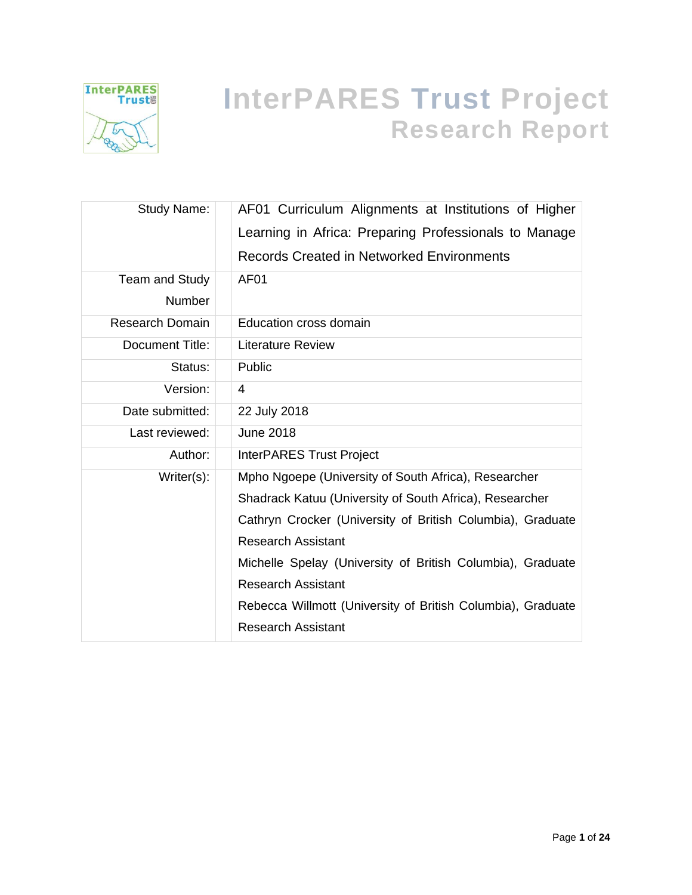# InterPARES Trust Project

## Research Report

| | |
|---|---|
| Study Name: | AF01 Curriculum Alignments at Institutions of Higher Learning in Africa: Preparing Professionals to Manage Records Created in Networked Environments |
| Team and Study Number | AF01 |
| Research Domain | Education cross domain |
| Document Title: | Literature Review |
| Status: | Public |
| Version: | 4 |
| Date submitted: | 22 July 2018 |
| Last reviewed: | June 2018 |
| Author: | InterPARES Trust Project |
| Writer(s): | Mpho Ngoepe (University of South Africa), Researcher<br>Shadrack Katuu (University of South Africa), Researcher<br>Cathryn Crocker (University of British Columbia), Graduate Research Assistant<br>Michelle Spelay (University of British Columbia), Graduate Research Assistant<br>Rebecca Willmott (University of British Columbia), Graduate Research Assistant |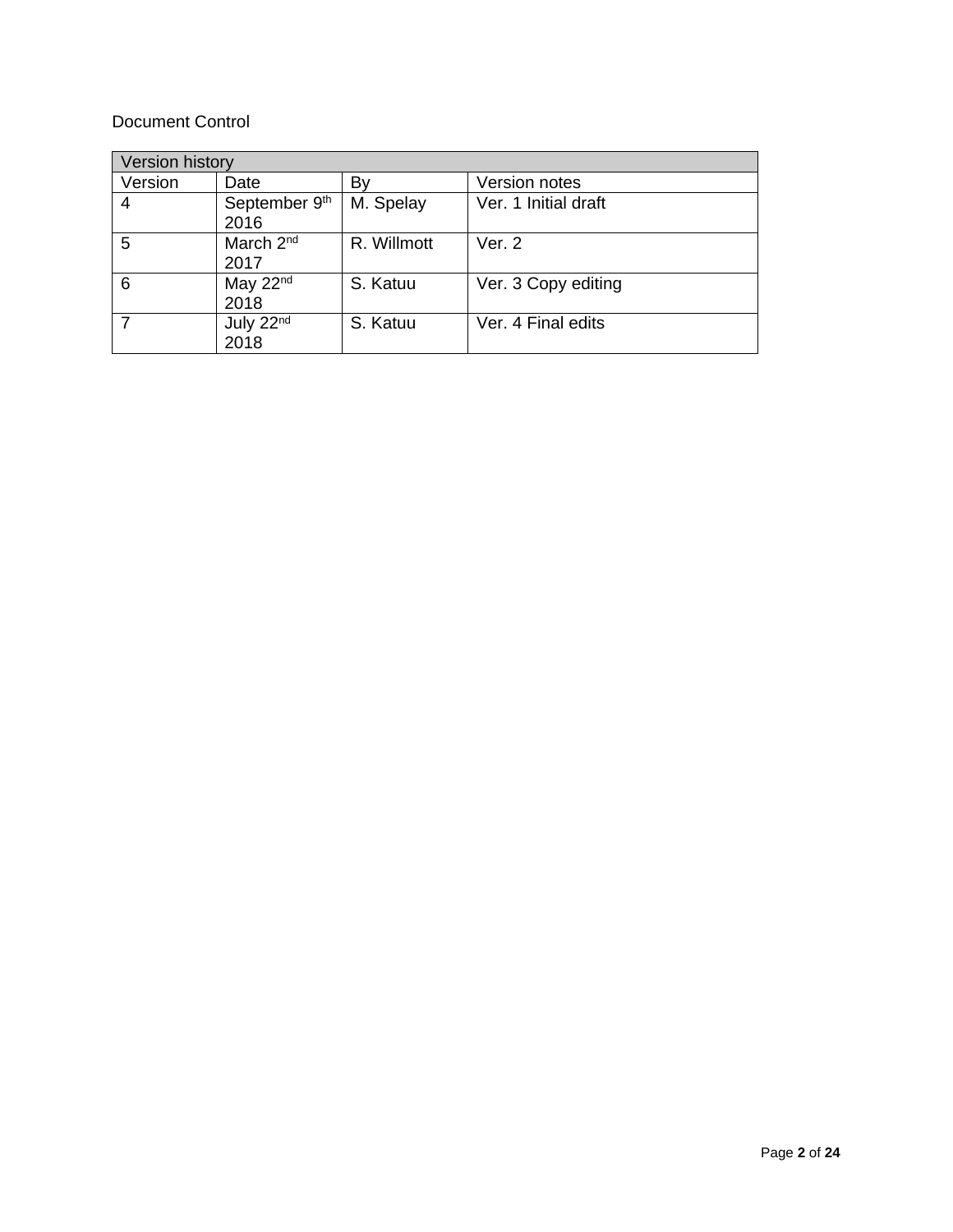Document Control

| Version history | | | |
|---|---|---|---|
| Version | Date | By | Version notes |
| 4 | September 9th 2016 | M. Spelay | Ver. 1 Initial draft |
| 5 | March 2nd 2017 | R. Willmott | Ver. 2 |
| 6 | May 22nd 2018 | S. Katuu | Ver. 3 Copy editing |
| 7 | July 22nd 2018 | S. Katuu | Ver. 4 Final edits |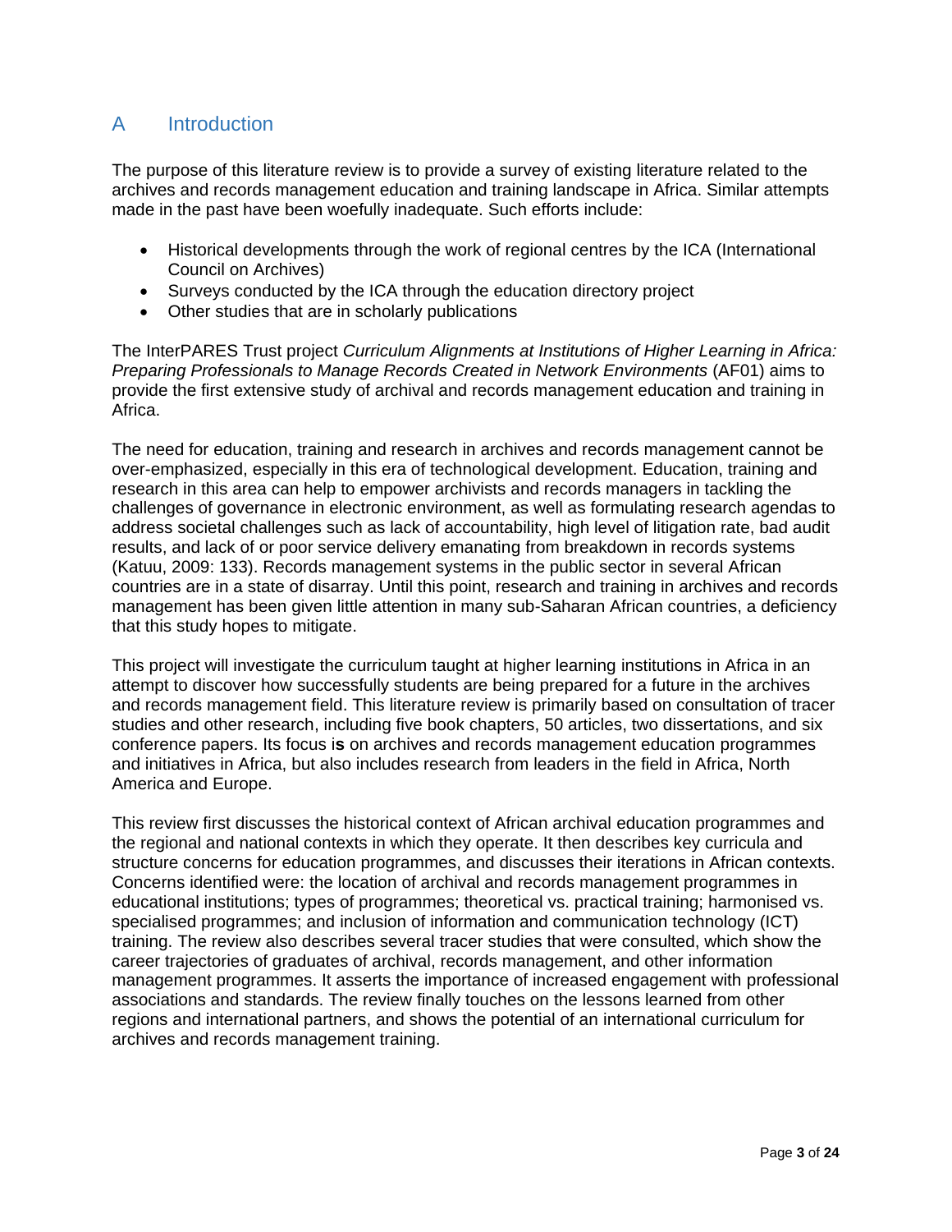## A Introduction

The purpose of this literature review is to provide a survey of existing literature related to the archives and records management education and training landscape in Africa. Similar attempts made in the past have been woefully inadequate. Such efforts include:

- Historical developments through the work of regional centres by the ICA (International Council on Archives)
- Surveys conducted by the ICA through the education directory project
- Other studies that are in scholarly publications

The InterPARES Trust project *Curriculum Alignments at Institutions of Higher Learning in Africa: Preparing Professionals to Manage Records Created in Network Environments* (AF01) aims to provide the first extensive study of archival and records management education and training in Africa.

The need for education, training and research in archives and records management cannot be over-emphasized, especially in this era of technological development. Education, training and research in this area can help to empower archivists and records managers in tackling the challenges of governance in electronic environment, as well as formulating research agendas to address societal challenges such as lack of accountability, high level of litigation rate, bad audit results, and lack of or poor service delivery emanating from breakdown in records systems (Katuu, 2009: 133). Records management systems in the public sector in several African countries are in a state of disarray. Until this point, research and training in archives and records management has been given little attention in many sub-Saharan African countries, a deficiency that this study hopes to mitigate.

This project will investigate the curriculum taught at higher learning institutions in Africa in an attempt to discover how successfully students are being prepared for a future in the archives and records management field. This literature review is primarily based on consultation of tracer studies and other research, including five book chapters, 50 articles, two dissertations, and six conference papers. Its focus is on archives and records management education programmes and initiatives in Africa, but also includes research from leaders in the field in Africa, North America and Europe.

This review first discusses the historical context of African archival education programmes and the regional and national contexts in which they operate. It then describes key curricula and structure concerns for education programmes, and discusses their iterations in African contexts. Concerns identified were: the location of archival and records management programmes in educational institutions; types of programmes; theoretical vs. practical training; harmonised vs. specialised programmes; and inclusion of information and communication technology (ICT) training. The review also describes several tracer studies that were consulted, which show the career trajectories of graduates of archival, records management, and other information management programmes. It asserts the importance of increased engagement with professional associations and standards. The review finally touches on the lessons learned from other regions and international partners, and shows the potential of an international curriculum for archives and records management training.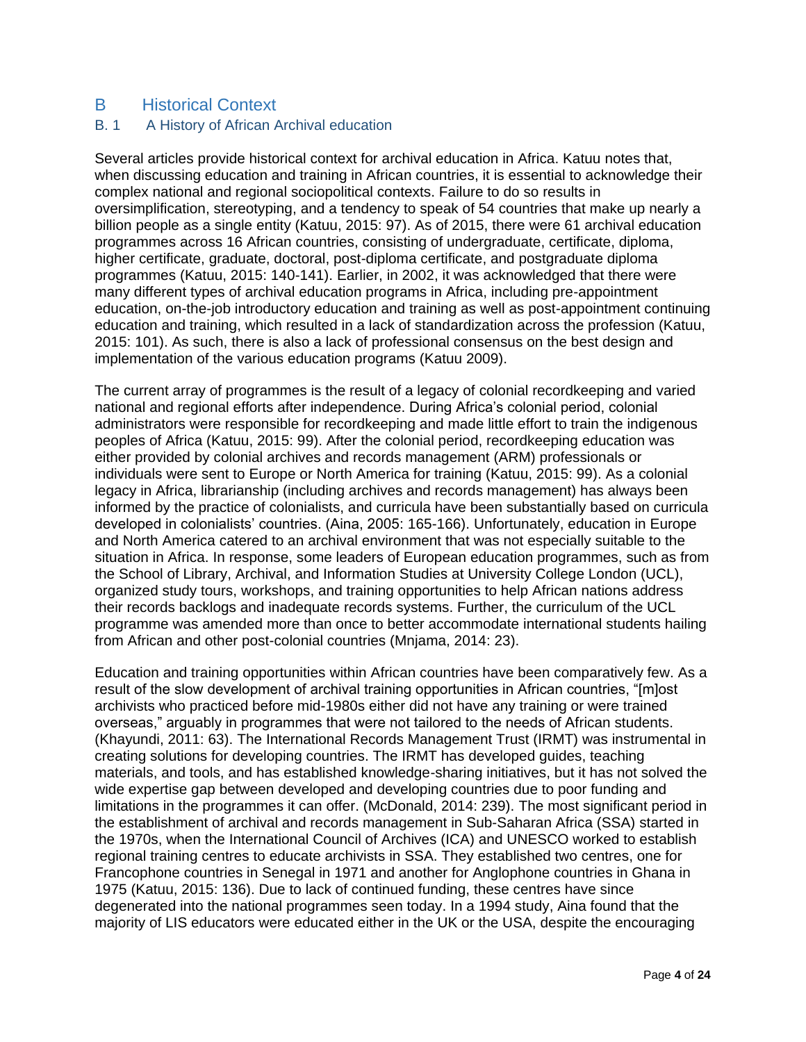# B Historical Context

## B. 1 A History of African Archival education

Several articles provide historical context for archival education in Africa. Katuu notes that, when discussing education and training in African countries, it is essential to acknowledge their complex national and regional sociopolitical contexts. Failure to do so results in oversimplification, stereotyping, and a tendency to speak of 54 countries that make up nearly a billion people as a single entity (Katuu, 2015: 97). As of 2015, there were 61 archival education programmes across 16 African countries, consisting of undergraduate, certificate, diploma, higher certificate, graduate, doctoral, post-diploma certificate, and postgraduate diploma programmes (Katuu, 2015: 140-141). Earlier, in 2002, it was acknowledged that there were many different types of archival education programs in Africa, including pre-appointment education, on-the-job introductory education and training as well as post-appointment continuing education and training, which resulted in a lack of standardization across the profession (Katuu, 2015: 101). As such, there is also a lack of professional consensus on the best design and implementation of the various education programs (Katuu 2009).

The current array of programmes is the result of a legacy of colonial recordkeeping and varied national and regional efforts after independence. During Africa's colonial period, colonial administrators were responsible for recordkeeping and made little effort to train the indigenous peoples of Africa (Katuu, 2015: 99). After the colonial period, recordkeeping education was either provided by colonial archives and records management (ARM) professionals or individuals were sent to Europe or North America for training (Katuu, 2015: 99). As a colonial legacy in Africa, librarianship (including archives and records management) has always been informed by the practice of colonialists, and curricula have been substantially based on curricula developed in colonialists' countries. (Aina, 2005: 165-166). Unfortunately, education in Europe and North America catered to an archival environment that was not especially suitable to the situation in Africa. In response, some leaders of European education programmes, such as from the School of Library, Archival, and Information Studies at University College London (UCL), organized study tours, workshops, and training opportunities to help African nations address their records backlogs and inadequate records systems. Further, the curriculum of the UCL programme was amended more than once to better accommodate international students hailing from African and other post-colonial countries (Mnjama, 2014: 23).

Education and training opportunities within African countries have been comparatively few. As a result of the slow development of archival training opportunities in African countries, "[m]ost archivists who practiced before mid-1980s either did not have any training or were trained overseas," arguably in programmes that were not tailored to the needs of African students. (Khayundi, 2011: 63). The International Records Management Trust (IRMT) was instrumental in creating solutions for developing countries. The IRMT has developed guides, teaching materials, and tools, and has established knowledge-sharing initiatives, but it has not solved the wide expertise gap between developed and developing countries due to poor funding and limitations in the programmes it can offer. (McDonald, 2014: 239). The most significant period in the establishment of archival and records management in Sub-Saharan Africa (SSA) started in the 1970s, when the International Council of Archives (ICA) and UNESCO worked to establish regional training centres to educate archivists in SSA. They established two centres, one for Francophone countries in Senegal in 1971 and another for Anglophone countries in Ghana in 1975 (Katuu, 2015: 136). Due to lack of continued funding, these centres have since degenerated into the national programmes seen today. In a 1994 study, Aina found that the majority of LIS educators were educated either in the UK or the USA, despite the encouraging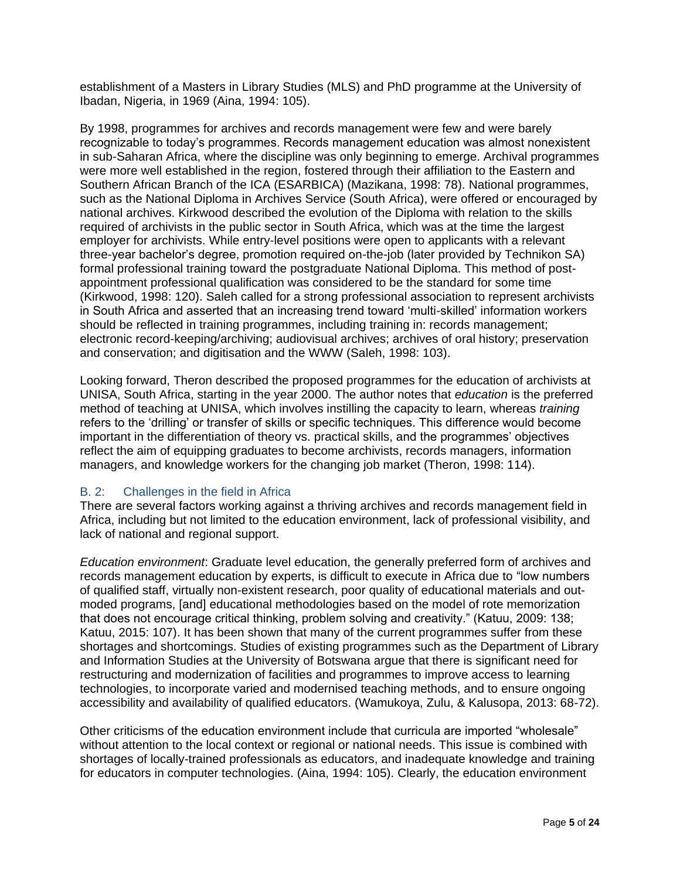establishment of a Masters in Library Studies (MLS) and PhD programme at the University of Ibadan, Nigeria, in 1969 (Aina, 1994: 105).

By 1998, programmes for archives and records management were few and were barely recognizable to today's programmes. Records management education was almost nonexistent in sub-Saharan Africa, where the discipline was only beginning to emerge. Archival programmes were more well established in the region, fostered through their affiliation to the Eastern and Southern African Branch of the ICA (ESARBICA) (Mazikana, 1998: 78). National programmes, such as the National Diploma in Archives Service (South Africa), were offered or encouraged by national archives. Kirkwood described the evolution of the Diploma with relation to the skills required of archivists in the public sector in South Africa, which was at the time the largest employer for archivists. While entry-level positions were open to applicants with a relevant three-year bachelor's degree, promotion required on-the-job (later provided by Technikon SA) formal professional training toward the postgraduate National Diploma. This method of post-appointment professional qualification was considered to be the standard for some time (Kirkwood, 1998: 120). Saleh called for a strong professional association to represent archivists in South Africa and asserted that an increasing trend toward 'multi-skilled' information workers should be reflected in training programmes, including training in: records management; electronic record-keeping/archiving; audiovisual archives; archives of oral history; preservation and conservation; and digitisation and the WWW (Saleh, 1998: 103).

Looking forward, Theron described the proposed programmes for the education of archivists at UNISA, South Africa, starting in the year 2000. The author notes that *education* is the preferred method of teaching at UNISA, which involves instilling the capacity to learn, whereas *training* refers to the 'drilling' or transfer of skills or specific techniques. This difference would become important in the differentiation of theory vs. practical skills, and the programmes' objectives reflect the aim of equipping graduates to become archivists, records managers, information managers, and knowledge workers for the changing job market (Theron, 1998: 114).

### B. 2: Challenges in the field in Africa

There are several factors working against a thriving archives and records management field in Africa, including but not limited to the education environment, lack of professional visibility, and lack of national and regional support.

*Education environment*: Graduate level education, the generally preferred form of archives and records management education by experts, is difficult to execute in Africa due to "low numbers of qualified staff, virtually non-existent research, poor quality of educational materials and out-moded programs, [and] educational methodologies based on the model of rote memorization that does not encourage critical thinking, problem solving and creativity." (Katuu, 2009: 138; Katuu, 2015: 107). It has been shown that many of the current programmes suffer from these shortages and shortcomings. Studies of existing programmes such as the Department of Library and Information Studies at the University of Botswana argue that there is significant need for restructuring and modernization of facilities and programmes to improve access to learning technologies, to incorporate varied and modernised teaching methods, and to ensure ongoing accessibility and availability of qualified educators. (Wamukoya, Zulu, & Kalusopa, 2013: 68-72).

Other criticisms of the education environment include that curricula are imported "wholesale" without attention to the local context or regional or national needs. This issue is combined with shortages of locally-trained professionals as educators, and inadequate knowledge and training for educators in computer technologies. (Aina, 1994: 105). Clearly, the education environment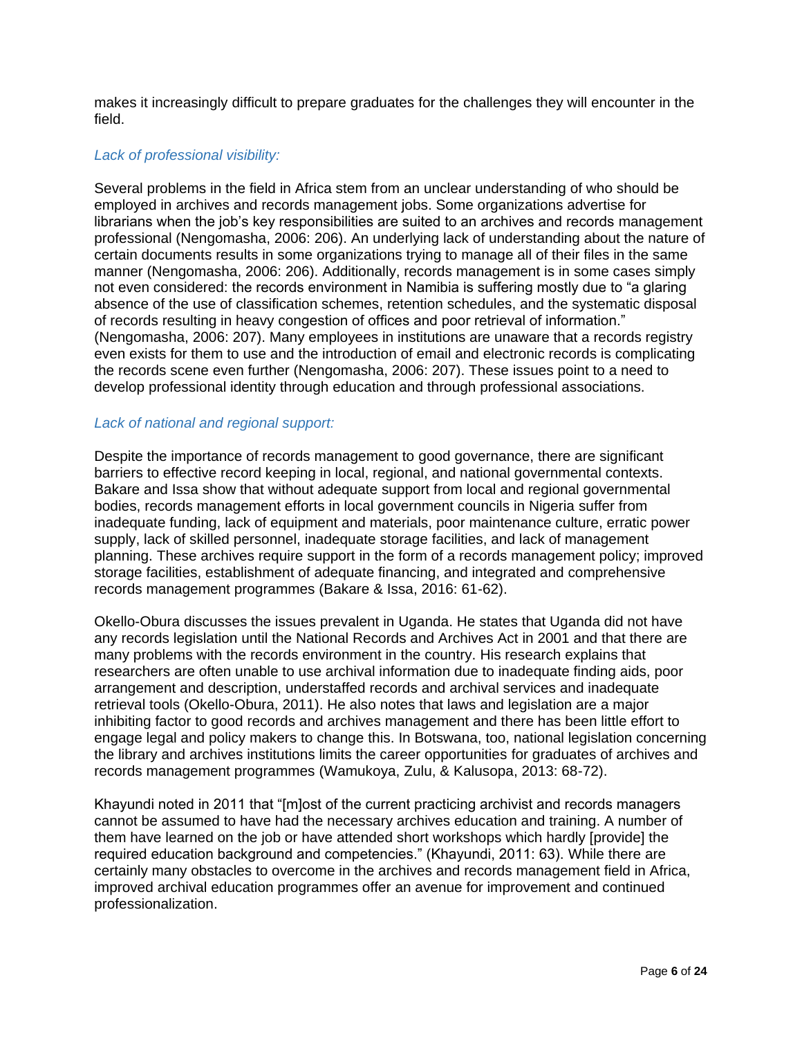makes it increasingly difficult to prepare graduates for the challenges they will encounter in the field.

*Lack of professional visibility:*

Several problems in the field in Africa stem from an unclear understanding of who should be employed in archives and records management jobs. Some organizations advertise for librarians when the job's key responsibilities are suited to an archives and records management professional (Nengomasha, 2006: 206). An underlying lack of understanding about the nature of certain documents results in some organizations trying to manage all of their files in the same manner (Nengomasha, 2006: 206). Additionally, records management is in some cases simply not even considered: the records environment in Namibia is suffering mostly due to "a glaring absence of the use of classification schemes, retention schedules, and the systematic disposal of records resulting in heavy congestion of offices and poor retrieval of information." (Nengomasha, 2006: 207). Many employees in institutions are unaware that a records registry even exists for them to use and the introduction of email and electronic records is complicating the records scene even further (Nengomasha, 2006: 207). These issues point to a need to develop professional identity through education and through professional associations.

*Lack of national and regional support:*

Despite the importance of records management to good governance, there are significant barriers to effective record keeping in local, regional, and national governmental contexts. Bakare and Issa show that without adequate support from local and regional governmental bodies, records management efforts in local government councils in Nigeria suffer from inadequate funding, lack of equipment and materials, poor maintenance culture, erratic power supply, lack of skilled personnel, inadequate storage facilities, and lack of management planning. These archives require support in the form of a records management policy; improved storage facilities, establishment of adequate financing, and integrated and comprehensive records management programmes (Bakare & Issa, 2016: 61-62).

Okello-Obura discusses the issues prevalent in Uganda. He states that Uganda did not have any records legislation until the National Records and Archives Act in 2001 and that there are many problems with the records environment in the country. His research explains that researchers are often unable to use archival information due to inadequate finding aids, poor arrangement and description, understaffed records and archival services and inadequate retrieval tools (Okello-Obura, 2011). He also notes that laws and legislation are a major inhibiting factor to good records and archives management and there has been little effort to engage legal and policy makers to change this. In Botswana, too, national legislation concerning the library and archives institutions limits the career opportunities for graduates of archives and records management programmes (Wamukoya, Zulu, & Kalusopa, 2013: 68-72).

Khayundi noted in 2011 that "[m]ost of the current practicing archivist and records managers cannot be assumed to have had the necessary archives education and training. A number of them have learned on the job or have attended short workshops which hardly [provide] the required education background and competencies." (Khayundi, 2011: 63). While there are certainly many obstacles to overcome in the archives and records management field in Africa, improved archival education programmes offer an avenue for improvement and continued professionalization.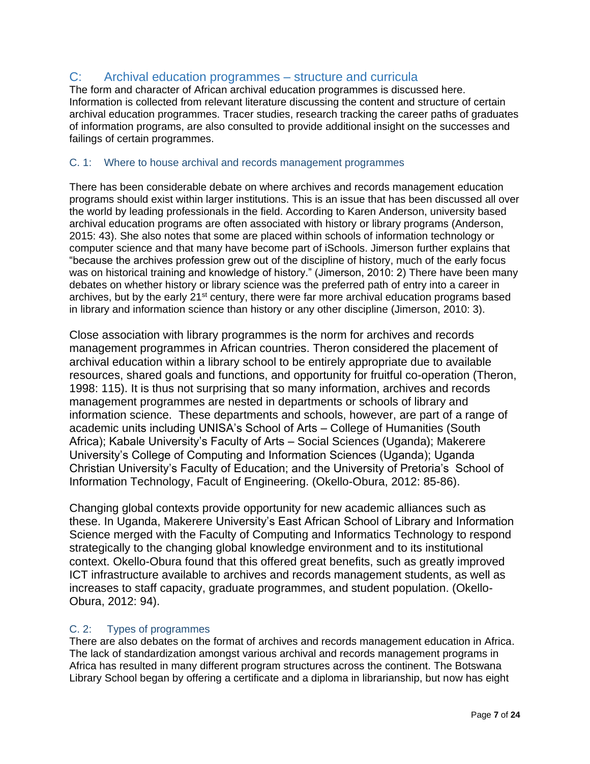## C: Archival education programmes – structure and curricula

The form and character of African archival education programmes is discussed here. Information is collected from relevant literature discussing the content and structure of certain archival education programmes. Tracer studies, research tracking the career paths of graduates of information programs, are also consulted to provide additional insight on the successes and failings of certain programmes.

### C. 1: Where to house archival and records management programmes

There has been considerable debate on where archives and records management education programs should exist within larger institutions. This is an issue that has been discussed all over the world by leading professionals in the field. According to Karen Anderson, university based archival education programs are often associated with history or library programs (Anderson, 2015: 43). She also notes that some are placed within schools of information technology or computer science and that many have become part of iSchools. Jimerson further explains that "because the archives profession grew out of the discipline of history, much of the early focus was on historical training and knowledge of history." (Jimerson, 2010: 2) There have been many debates on whether history or library science was the preferred path of entry into a career in archives, but by the early 21st century, there were far more archival education programs based in library and information science than history or any other discipline (Jimerson, 2010: 3).

Close association with library programmes is the norm for archives and records management programmes in African countries. Theron considered the placement of archival education within a library school to be entirely appropriate due to available resources, shared goals and functions, and opportunity for fruitful co-operation (Theron, 1998: 115). It is thus not surprising that so many information, archives and records management programmes are nested in departments or schools of library and information science. These departments and schools, however, are part of a range of academic units including UNISA's School of Arts – College of Humanities (South Africa); Kabale University's Faculty of Arts – Social Sciences (Uganda); Makerere University's College of Computing and Information Sciences (Uganda); Uganda Christian University's Faculty of Education; and the University of Pretoria's School of Information Technology, Facult of Engineering. (Okello-Obura, 2012: 85-86).

Changing global contexts provide opportunity for new academic alliances such as these. In Uganda, Makerere University's East African School of Library and Information Science merged with the Faculty of Computing and Informatics Technology to respond strategically to the changing global knowledge environment and to its institutional context. Okello-Obura found that this offered great benefits, such as greatly improved ICT infrastructure available to archives and records management students, as well as increases to staff capacity, graduate programmes, and student population. (Okello-Obura, 2012: 94).

### C. 2: Types of programmes

There are also debates on the format of archives and records management education in Africa. The lack of standardization amongst various archival and records management programs in Africa has resulted in many different program structures across the continent. The Botswana Library School began by offering a certificate and a diploma in librarianship, but now has eight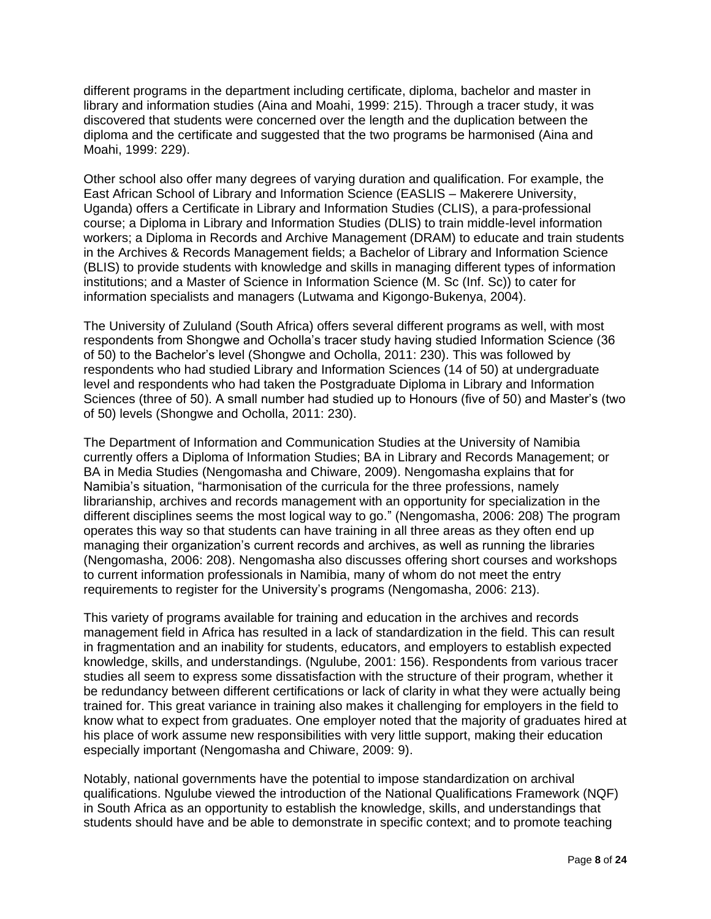different programs in the department including certificate, diploma, bachelor and master in library and information studies (Aina and Moahi, 1999: 215). Through a tracer study, it was discovered that students were concerned over the length and the duplication between the diploma and the certificate and suggested that the two programs be harmonised (Aina and Moahi, 1999: 229).

Other school also offer many degrees of varying duration and qualification. For example, the East African School of Library and Information Science (EASLIS – Makerere University, Uganda) offers a Certificate in Library and Information Studies (CLIS), a para-professional course; a Diploma in Library and Information Studies (DLIS) to train middle-level information workers; a Diploma in Records and Archive Management (DRAM) to educate and train students in the Archives & Records Management fields; a Bachelor of Library and Information Science (BLIS) to provide students with knowledge and skills in managing different types of information institutions; and a Master of Science in Information Science (M. Sc (Inf. Sc)) to cater for information specialists and managers (Lutwama and Kigongo-Bukenya, 2004).

The University of Zululand (South Africa) offers several different programs as well, with most respondents from Shongwe and Ocholla's tracer study having studied Information Science (36 of 50) to the Bachelor's level (Shongwe and Ocholla, 2011: 230). This was followed by respondents who had studied Library and Information Sciences (14 of 50) at undergraduate level and respondents who had taken the Postgraduate Diploma in Library and Information Sciences (three of 50). A small number had studied up to Honours (five of 50) and Master's (two of 50) levels (Shongwe and Ocholla, 2011: 230).

The Department of Information and Communication Studies at the University of Namibia currently offers a Diploma of Information Studies; BA in Library and Records Management; or BA in Media Studies (Nengomasha and Chiware, 2009). Nengomasha explains that for Namibia's situation, "harmonisation of the curricula for the three professions, namely librarianship, archives and records management with an opportunity for specialization in the different disciplines seems the most logical way to go." (Nengomasha, 2006: 208) The program operates this way so that students can have training in all three areas as they often end up managing their organization's current records and archives, as well as running the libraries (Nengomasha, 2006: 208). Nengomasha also discusses offering short courses and workshops to current information professionals in Namibia, many of whom do not meet the entry requirements to register for the University's programs (Nengomasha, 2006: 213).

This variety of programs available for training and education in the archives and records management field in Africa has resulted in a lack of standardization in the field. This can result in fragmentation and an inability for students, educators, and employers to establish expected knowledge, skills, and understandings. (Ngulube, 2001: 156). Respondents from various tracer studies all seem to express some dissatisfaction with the structure of their program, whether it be redundancy between different certifications or lack of clarity in what they were actually being trained for. This great variance in training also makes it challenging for employers in the field to know what to expect from graduates. One employer noted that the majority of graduates hired at his place of work assume new responsibilities with very little support, making their education especially important (Nengomasha and Chiware, 2009: 9).

Notably, national governments have the potential to impose standardization on archival qualifications. Ngulube viewed the introduction of the National Qualifications Framework (NQF) in South Africa as an opportunity to establish the knowledge, skills, and understandings that students should have and be able to demonstrate in specific context; and to promote teaching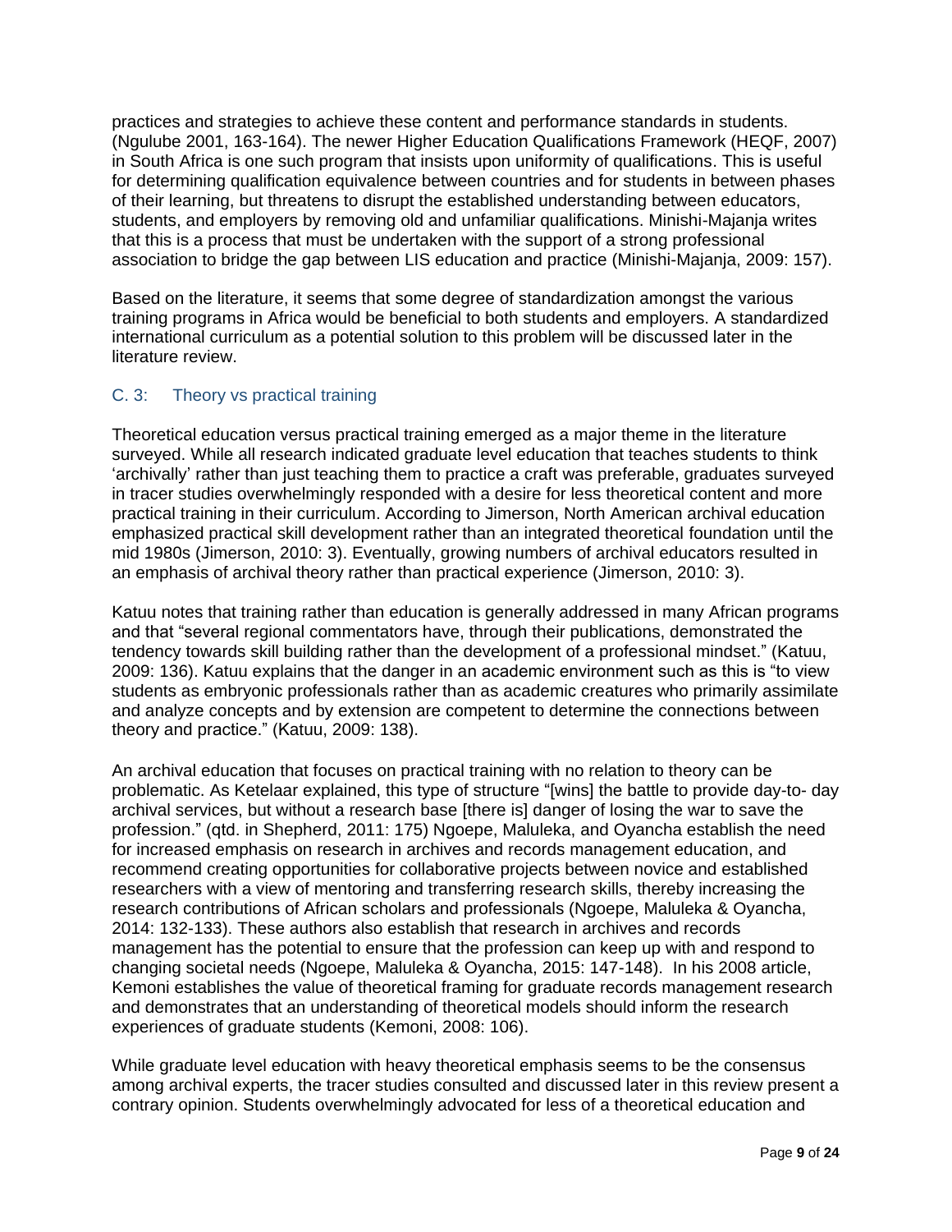practices and strategies to achieve these content and performance standards in students. (Ngulube 2001, 163-164). The newer Higher Education Qualifications Framework (HEQF, 2007) in South Africa is one such program that insists upon uniformity of qualifications. This is useful for determining qualification equivalence between countries and for students in between phases of their learning, but threatens to disrupt the established understanding between educators, students, and employers by removing old and unfamiliar qualifications. Minishi-Majanja writes that this is a process that must be undertaken with the support of a strong professional association to bridge the gap between LIS education and practice (Minishi-Majanja, 2009: 157).

Based on the literature, it seems that some degree of standardization amongst the various training programs in Africa would be beneficial to both students and employers. A standardized international curriculum as a potential solution to this problem will be discussed later in the literature review.

### C. 3: Theory vs practical training

Theoretical education versus practical training emerged as a major theme in the literature surveyed. While all research indicated graduate level education that teaches students to think 'archivally' rather than just teaching them to practice a craft was preferable, graduates surveyed in tracer studies overwhelmingly responded with a desire for less theoretical content and more practical training in their curriculum. According to Jimerson, North American archival education emphasized practical skill development rather than an integrated theoretical foundation until the mid 1980s (Jimerson, 2010: 3). Eventually, growing numbers of archival educators resulted in an emphasis of archival theory rather than practical experience (Jimerson, 2010: 3).

Katuu notes that training rather than education is generally addressed in many African programs and that "several regional commentators have, through their publications, demonstrated the tendency towards skill building rather than the development of a professional mindset." (Katuu, 2009: 136). Katuu explains that the danger in an academic environment such as this is "to view students as embryonic professionals rather than as academic creatures who primarily assimilate and analyze concepts and by extension are competent to determine the connections between theory and practice." (Katuu, 2009: 138).

An archival education that focuses on practical training with no relation to theory can be problematic. As Ketelaar explained, this type of structure "[wins] the battle to provide day-to- day archival services, but without a research base [there is] danger of losing the war to save the profession." (qtd. in Shepherd, 2011: 175) Ngoepe, Maluleka, and Oyancha establish the need for increased emphasis on research in archives and records management education, and recommend creating opportunities for collaborative projects between novice and established researchers with a view of mentoring and transferring research skills, thereby increasing the research contributions of African scholars and professionals (Ngoepe, Maluleka & Oyancha, 2014: 132-133). These authors also establish that research in archives and records management has the potential to ensure that the profession can keep up with and respond to changing societal needs (Ngoepe, Maluleka & Oyancha, 2015: 147-148). In his 2008 article, Kemoni establishes the value of theoretical framing for graduate records management research and demonstrates that an understanding of theoretical models should inform the research experiences of graduate students (Kemoni, 2008: 106).

While graduate level education with heavy theoretical emphasis seems to be the consensus among archival experts, the tracer studies consulted and discussed later in this review present a contrary opinion. Students overwhelmingly advocated for less of a theoretical education and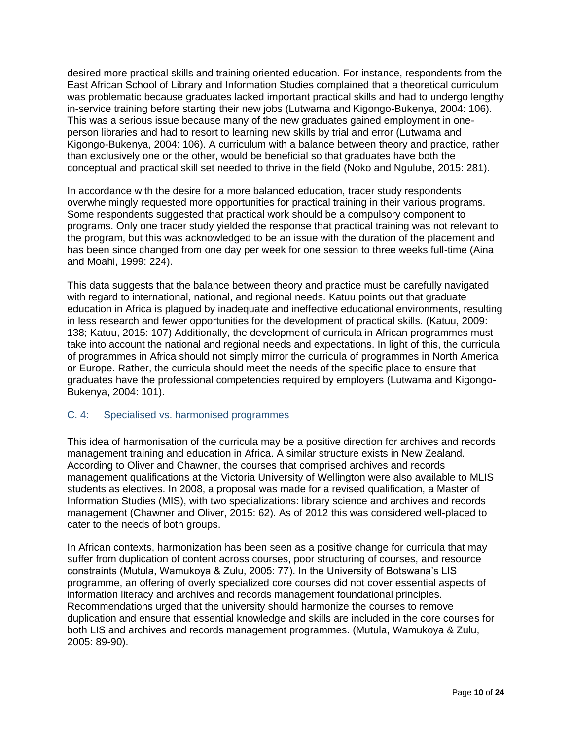desired more practical skills and training oriented education. For instance, respondents from the East African School of Library and Information Studies complained that a theoretical curriculum was problematic because graduates lacked important practical skills and had to undergo lengthy in-service training before starting their new jobs (Lutwama and Kigongo-Bukenya, 2004: 106). This was a serious issue because many of the new graduates gained employment in one-person libraries and had to resort to learning new skills by trial and error (Lutwama and Kigongo-Bukenya, 2004: 106). A curriculum with a balance between theory and practice, rather than exclusively one or the other, would be beneficial so that graduates have both the conceptual and practical skill set needed to thrive in the field (Noko and Ngulube, 2015: 281).

In accordance with the desire for a more balanced education, tracer study respondents overwhelmingly requested more opportunities for practical training in their various programs. Some respondents suggested that practical work should be a compulsory component to programs. Only one tracer study yielded the response that practical training was not relevant to the program, but this was acknowledged to be an issue with the duration of the placement and has been since changed from one day per week for one session to three weeks full-time (Aina and Moahi, 1999: 224).

This data suggests that the balance between theory and practice must be carefully navigated with regard to international, national, and regional needs. Katuu points out that graduate education in Africa is plagued by inadequate and ineffective educational environments, resulting in less research and fewer opportunities for the development of practical skills. (Katuu, 2009: 138; Katuu, 2015: 107) Additionally, the development of curricula in African programmes must take into account the national and regional needs and expectations. In light of this, the curricula of programmes in Africa should not simply mirror the curricula of programmes in North America or Europe. Rather, the curricula should meet the needs of the specific place to ensure that graduates have the professional competencies required by employers (Lutwama and Kigongo-Bukenya, 2004: 101).

### C. 4: Specialised vs. harmonised programmes

This idea of harmonisation of the curricula may be a positive direction for archives and records management training and education in Africa. A similar structure exists in New Zealand. According to Oliver and Chawner, the courses that comprised archives and records management qualifications at the Victoria University of Wellington were also available to MLIS students as electives. In 2008, a proposal was made for a revised qualification, a Master of Information Studies (MIS), with two specializations: library science and archives and records management (Chawner and Oliver, 2015: 62). As of 2012 this was considered well-placed to cater to the needs of both groups.

In African contexts, harmonization has been seen as a positive change for curricula that may suffer from duplication of content across courses, poor structuring of courses, and resource constraints (Mutula, Wamukoya & Zulu, 2005: 77). In the University of Botswana's LIS programme, an offering of overly specialized core courses did not cover essential aspects of information literacy and archives and records management foundational principles. Recommendations urged that the university should harmonize the courses to remove duplication and ensure that essential knowledge and skills are included in the core courses for both LIS and archives and records management programmes. (Mutula, Wamukoya & Zulu, 2005: 89-90).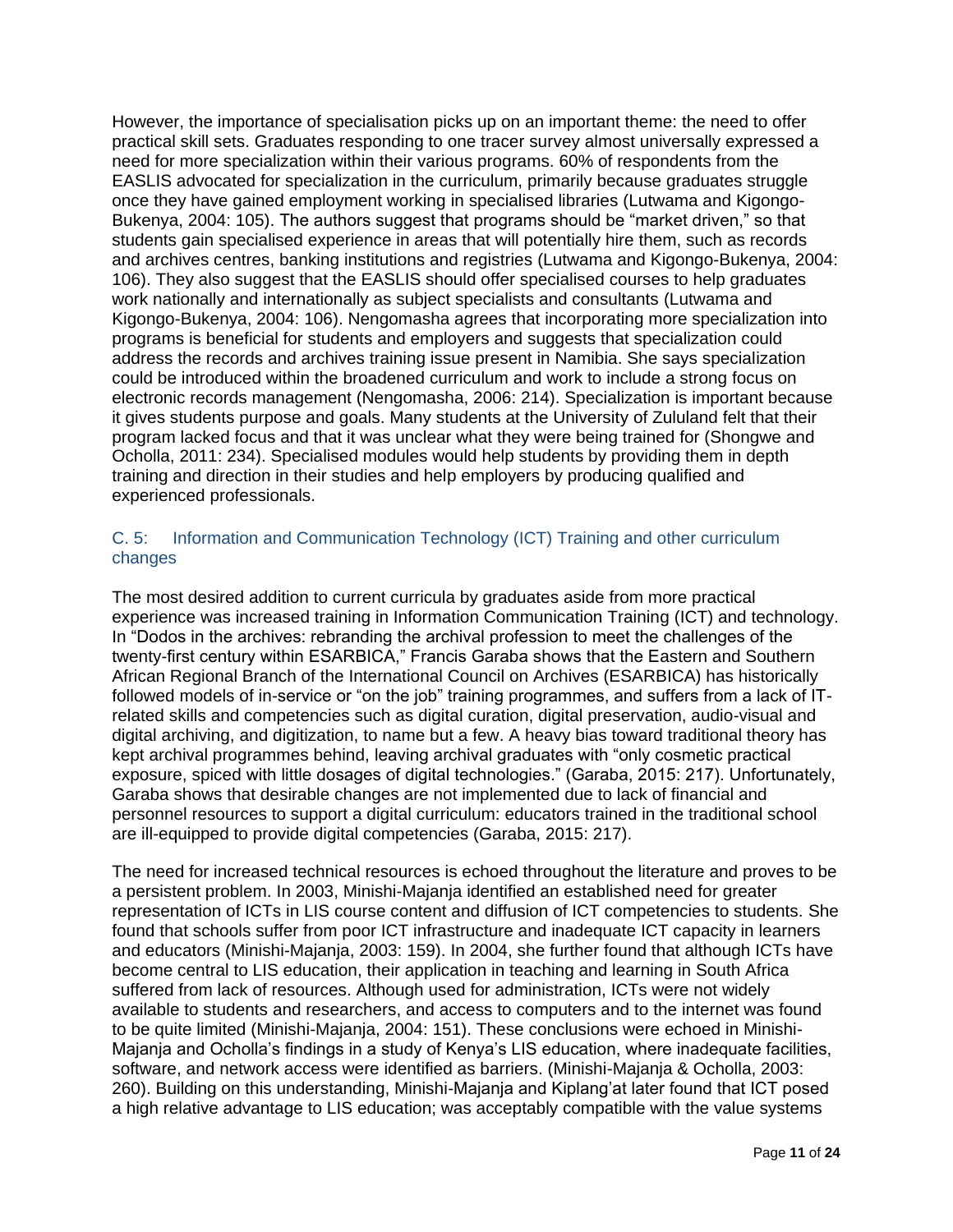However, the importance of specialisation picks up on an important theme: the need to offer practical skill sets. Graduates responding to one tracer survey almost universally expressed a need for more specialization within their various programs. 60% of respondents from the EASLIS advocated for specialization in the curriculum, primarily because graduates struggle once they have gained employment working in specialised libraries (Lutwama and Kigongo-Bukenya, 2004: 105). The authors suggest that programs should be "market driven," so that students gain specialised experience in areas that will potentially hire them, such as records and archives centres, banking institutions and registries (Lutwama and Kigongo-Bukenya, 2004: 106). They also suggest that the EASLIS should offer specialised courses to help graduates work nationally and internationally as subject specialists and consultants (Lutwama and Kigongo-Bukenya, 2004: 106). Nengomasha agrees that incorporating more specialization into programs is beneficial for students and employers and suggests that specialization could address the records and archives training issue present in Namibia. She says specialization could be introduced within the broadened curriculum and work to include a strong focus on electronic records management (Nengomasha, 2006: 214). Specialization is important because it gives students purpose and goals. Many students at the University of Zululand felt that their program lacked focus and that it was unclear what they were being trained for (Shongwe and Ocholla, 2011: 234). Specialised modules would help students by providing them in depth training and direction in their studies and help employers by producing qualified and experienced professionals.

### C. 5: Information and Communication Technology (ICT) Training and other curriculum changes

The most desired addition to current curricula by graduates aside from more practical experience was increased training in Information Communication Training (ICT) and technology. In "Dodos in the archives: rebranding the archival profession to meet the challenges of the twenty-first century within ESARBICA," Francis Garaba shows that the Eastern and Southern African Regional Branch of the International Council on Archives (ESARBICA) has historically followed models of in-service or "on the job" training programmes, and suffers from a lack of IT-related skills and competencies such as digital curation, digital preservation, audio-visual and digital archiving, and digitization, to name but a few. A heavy bias toward traditional theory has kept archival programmes behind, leaving archival graduates with "only cosmetic practical exposure, spiced with little dosages of digital technologies." (Garaba, 2015: 217). Unfortunately, Garaba shows that desirable changes are not implemented due to lack of financial and personnel resources to support a digital curriculum: educators trained in the traditional school are ill-equipped to provide digital competencies (Garaba, 2015: 217).

The need for increased technical resources is echoed throughout the literature and proves to be a persistent problem. In 2003, Minishi-Majanja identified an established need for greater representation of ICTs in LIS course content and diffusion of ICT competencies to students. She found that schools suffer from poor ICT infrastructure and inadequate ICT capacity in learners and educators (Minishi-Majanja, 2003: 159). In 2004, she further found that although ICTs have become central to LIS education, their application in teaching and learning in South Africa suffered from lack of resources. Although used for administration, ICTs were not widely available to students and researchers, and access to computers and to the internet was found to be quite limited (Minishi-Majanja, 2004: 151). These conclusions were echoed in Minishi-Majanja and Ocholla's findings in a study of Kenya's LIS education, where inadequate facilities, software, and network access were identified as barriers. (Minishi-Majanja & Ocholla, 2003: 260). Building on this understanding, Minishi-Majanja and Kiplang'at later found that ICT posed a high relative advantage to LIS education; was acceptably compatible with the value systems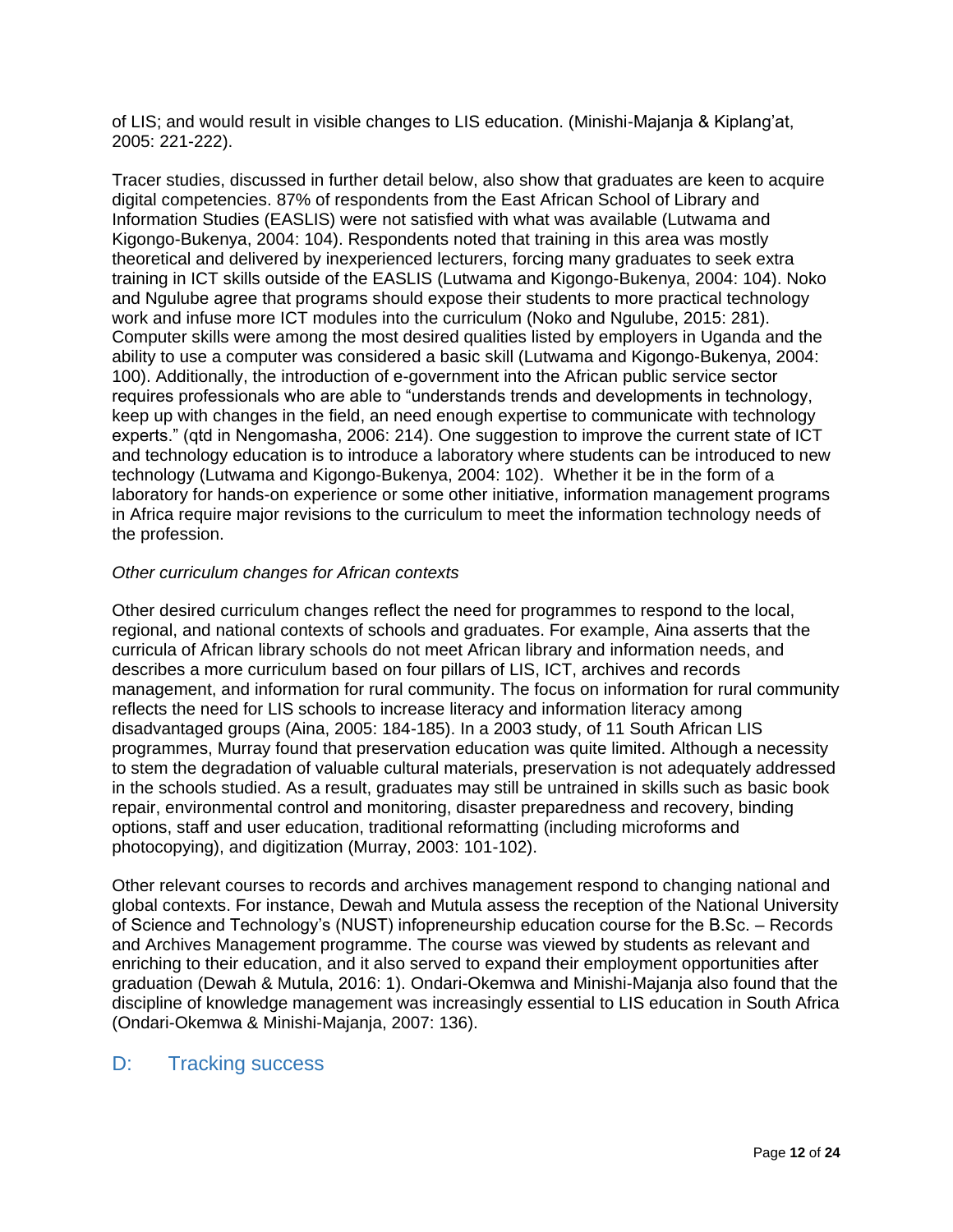of LIS; and would result in visible changes to LIS education. (Minishi-Majanja & Kiplang'at, 2005: 221-222).

Tracer studies, discussed in further detail below, also show that graduates are keen to acquire digital competencies. 87% of respondents from the East African School of Library and Information Studies (EASLIS) were not satisfied with what was available (Lutwama and Kigongo-Bukenya, 2004: 104). Respondents noted that training in this area was mostly theoretical and delivered by inexperienced lecturers, forcing many graduates to seek extra training in ICT skills outside of the EASLIS (Lutwama and Kigongo-Bukenya, 2004: 104). Noko and Ngulube agree that programs should expose their students to more practical technology work and infuse more ICT modules into the curriculum (Noko and Ngulube, 2015: 281). Computer skills were among the most desired qualities listed by employers in Uganda and the ability to use a computer was considered a basic skill (Lutwama and Kigongo-Bukenya, 2004: 100). Additionally, the introduction of e-government into the African public service sector requires professionals who are able to "understands trends and developments in technology, keep up with changes in the field, an need enough expertise to communicate with technology experts." (qtd in Nengomasha, 2006: 214). One suggestion to improve the current state of ICT and technology education is to introduce a laboratory where students can be introduced to new technology (Lutwama and Kigongo-Bukenya, 2004: 102). Whether it be in the form of a laboratory for hands-on experience or some other initiative, information management programs in Africa require major revisions to the curriculum to meet the information technology needs of the profession.

*Other curriculum changes for African contexts*

Other desired curriculum changes reflect the need for programmes to respond to the local, regional, and national contexts of schools and graduates. For example, Aina asserts that the curricula of African library schools do not meet African library and information needs, and describes a more curriculum based on four pillars of LIS, ICT, archives and records management, and information for rural community. The focus on information for rural community reflects the need for LIS schools to increase literacy and information literacy among disadvantaged groups (Aina, 2005: 184-185). In a 2003 study, of 11 South African LIS programmes, Murray found that preservation education was quite limited. Although a necessity to stem the degradation of valuable cultural materials, preservation is not adequately addressed in the schools studied. As a result, graduates may still be untrained in skills such as basic book repair, environmental control and monitoring, disaster preparedness and recovery, binding options, staff and user education, traditional reformatting (including microforms and photocopying), and digitization (Murray, 2003: 101-102).

Other relevant courses to records and archives management respond to changing national and global contexts. For instance, Dewah and Mutula assess the reception of the National University of Science and Technology's (NUST) infopreneurship education course for the B.Sc. – Records and Archives Management programme. The course was viewed by students as relevant and enriching to their education, and it also served to expand their employment opportunities after graduation (Dewah & Mutula, 2016: 1). Ondari-Okemwa and Minishi-Majanja also found that the discipline of knowledge management was increasingly essential to LIS education in South Africa (Ondari-Okemwa & Minishi-Majanja, 2007: 136).

## D: Tracking success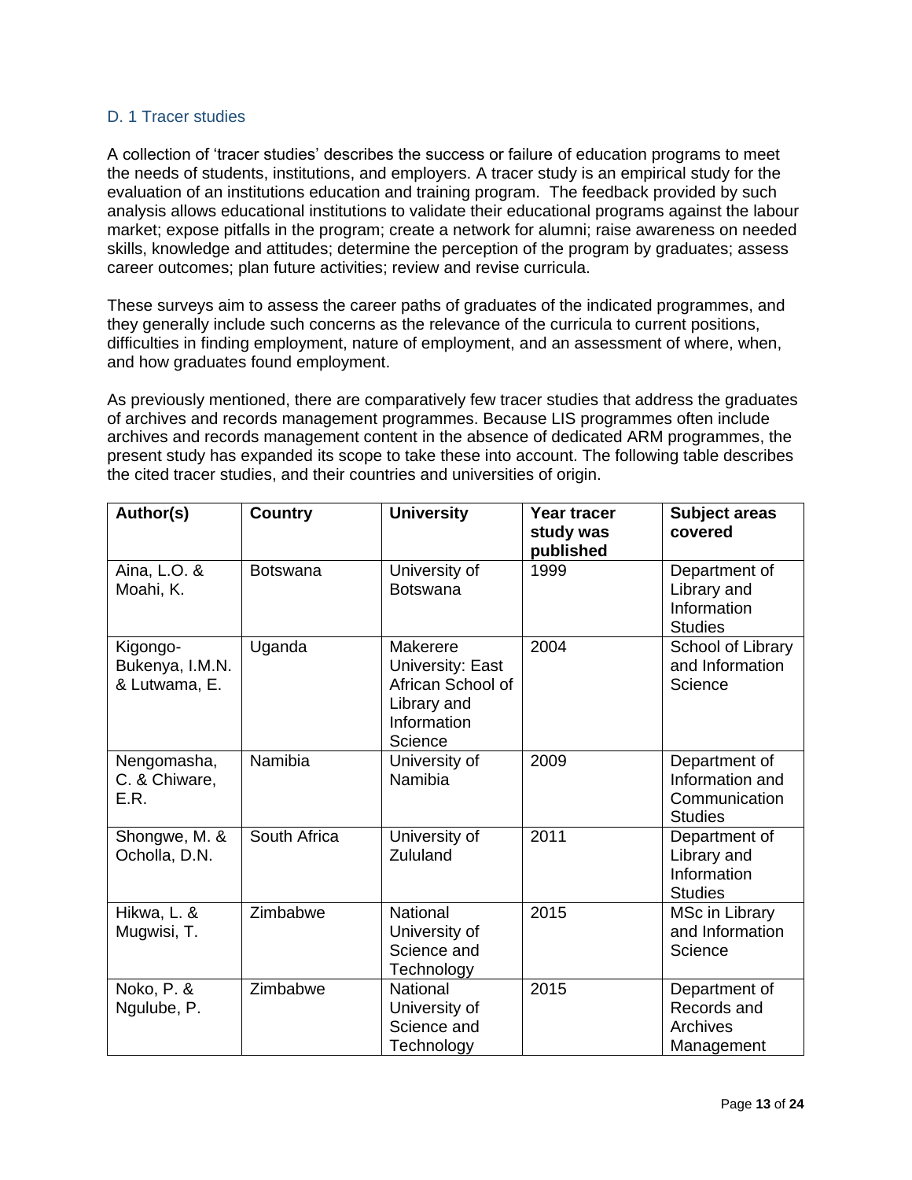### D. 1 Tracer studies

A collection of 'tracer studies' describes the success or failure of education programs to meet the needs of students, institutions, and employers. A tracer study is an empirical study for the evaluation of an institutions education and training program. The feedback provided by such analysis allows educational institutions to validate their educational programs against the labour market; expose pitfalls in the program; create a network for alumni; raise awareness on needed skills, knowledge and attitudes; determine the perception of the program by graduates; assess career outcomes; plan future activities; review and revise curricula.

These surveys aim to assess the career paths of graduates of the indicated programmes, and they generally include such concerns as the relevance of the curricula to current positions, difficulties in finding employment, nature of employment, and an assessment of where, when, and how graduates found employment.

As previously mentioned, there are comparatively few tracer studies that address the graduates of archives and records management programmes. Because LIS programmes often include archives and records management content in the absence of dedicated ARM programmes, the present study has expanded its scope to take these into account. The following table describes the cited tracer studies, and their countries and universities of origin.

| Author(s) | Country | University | Year tracer study was published | Subject areas covered |
| --- | --- | --- | --- | --- |
| Aina, L.O. & Moahi, K. | Botswana | University of Botswana | 1999 | Department of Library and Information Studies |
| Kigongo-Bukenya, I.M.N. & Lutwama, E. | Uganda | Makerere University: East African School of Library and Information Science | 2004 | School of Library and Information Science |
| Nengomasha, C. & Chiware, E.R. | Namibia | University of Namibia | 2009 | Department of Information and Communication Studies |
| Shongwe, M. & Ocholla, D.N. | South Africa | University of Zululand | 2011 | Department of Library and Information Studies |
| Hikwa, L. & Mugwisi, T. | Zimbabwe | National University of Science and Technology | 2015 | MSc in Library and Information Science |
| Noko, P. & Ngulube, P. | Zimbabwe | National University of Science and Technology | 2015 | Department of Records and Archives Management |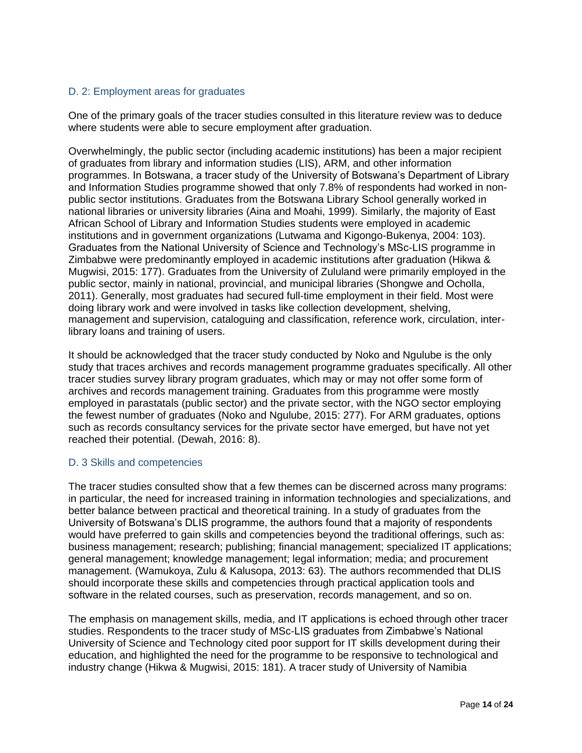### D. 2: Employment areas for graduates

One of the primary goals of the tracer studies consulted in this literature review was to deduce where students were able to secure employment after graduation.

Overwhelmingly, the public sector (including academic institutions) has been a major recipient of graduates from library and information studies (LIS), ARM, and other information programmes. In Botswana, a tracer study of the University of Botswana's Department of Library and Information Studies programme showed that only 7.8% of respondents had worked in non-public sector institutions. Graduates from the Botswana Library School generally worked in national libraries or university libraries (Aina and Moahi, 1999). Similarly, the majority of East African School of Library and Information Studies students were employed in academic institutions and in government organizations (Lutwama and Kigongo-Bukenya, 2004: 103). Graduates from the National University of Science and Technology's MSc-LIS programme in Zimbabwe were predominantly employed in academic institutions after graduation (Hikwa & Mugwisi, 2015: 177). Graduates from the University of Zululand were primarily employed in the public sector, mainly in national, provincial, and municipal libraries (Shongwe and Ocholla, 2011). Generally, most graduates had secured full-time employment in their field. Most were doing library work and were involved in tasks like collection development, shelving, management and supervision, cataloguing and classification, reference work, circulation, inter-library loans and training of users.

It should be acknowledged that the tracer study conducted by Noko and Ngulube is the only study that traces archives and records management programme graduates specifically. All other tracer studies survey library program graduates, which may or may not offer some form of archives and records management training. Graduates from this programme were mostly employed in parastatals (public sector) and the private sector, with the NGO sector employing the fewest number of graduates (Noko and Ngulube, 2015: 277). For ARM graduates, options such as records consultancy services for the private sector have emerged, but have not yet reached their potential. (Dewah, 2016: 8).

### D. 3 Skills and competencies

The tracer studies consulted show that a few themes can be discerned across many programs: in particular, the need for increased training in information technologies and specializations, and better balance between practical and theoretical training. In a study of graduates from the University of Botswana's DLIS programme, the authors found that a majority of respondents would have preferred to gain skills and competencies beyond the traditional offerings, such as: business management; research; publishing; financial management; specialized IT applications; general management; knowledge management; legal information; media; and procurement management. (Wamukoya, Zulu & Kalusopa, 2013: 63). The authors recommended that DLIS should incorporate these skills and competencies through practical application tools and software in the related courses, such as preservation, records management, and so on.

The emphasis on management skills, media, and IT applications is echoed through other tracer studies. Respondents to the tracer study of MSc-LIS graduates from Zimbabwe's National University of Science and Technology cited poor support for IT skills development during their education, and highlighted the need for the programme to be responsive to technological and industry change (Hikwa & Mugwisi, 2015: 181). A tracer study of University of Namibia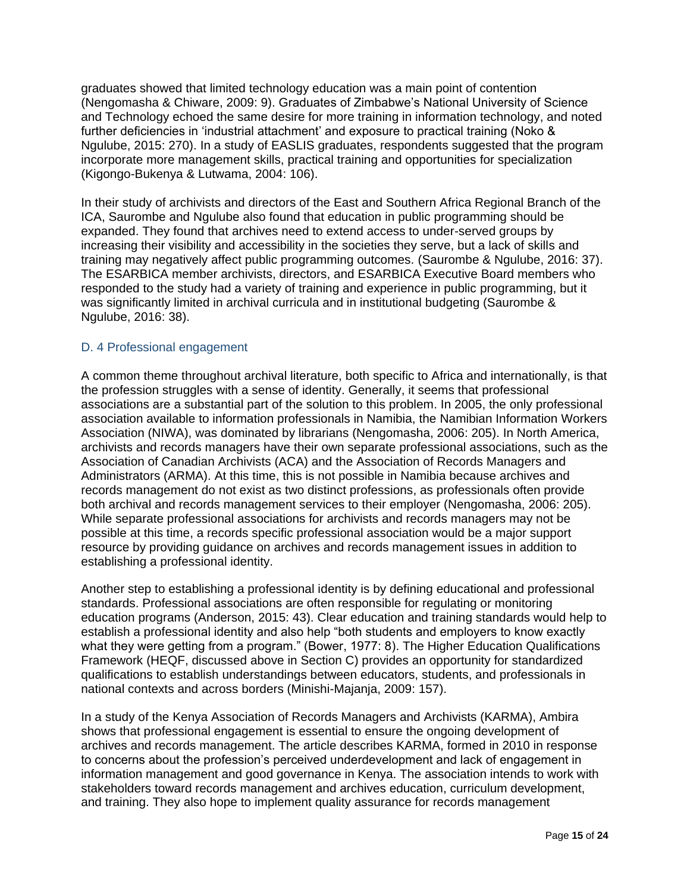graduates showed that limited technology education was a main point of contention (Nengomasha & Chiware, 2009: 9). Graduates of Zimbabwe's National University of Science and Technology echoed the same desire for more training in information technology, and noted further deficiencies in 'industrial attachment' and exposure to practical training (Noko & Ngulube, 2015: 270). In a study of EASLIS graduates, respondents suggested that the program incorporate more management skills, practical training and opportunities for specialization (Kigongo-Bukenya & Lutwama, 2004: 106).

In their study of archivists and directors of the East and Southern Africa Regional Branch of the ICA, Saurombe and Ngulube also found that education in public programming should be expanded. They found that archives need to extend access to under-served groups by increasing their visibility and accessibility in the societies they serve, but a lack of skills and training may negatively affect public programming outcomes. (Saurombe & Ngulube, 2016: 37). The ESARBICA member archivists, directors, and ESARBICA Executive Board members who responded to the study had a variety of training and experience in public programming, but it was significantly limited in archival curricula and in institutional budgeting (Saurombe & Ngulube, 2016: 38).

### D. 4 Professional engagement

A common theme throughout archival literature, both specific to Africa and internationally, is that the profession struggles with a sense of identity. Generally, it seems that professional associations are a substantial part of the solution to this problem. In 2005, the only professional association available to information professionals in Namibia, the Namibian Information Workers Association (NIWA), was dominated by librarians (Nengomasha, 2006: 205). In North America, archivists and records managers have their own separate professional associations, such as the Association of Canadian Archivists (ACA) and the Association of Records Managers and Administrators (ARMA). At this time, this is not possible in Namibia because archives and records management do not exist as two distinct professions, as professionals often provide both archival and records management services to their employer (Nengomasha, 2006: 205). While separate professional associations for archivists and records managers may not be possible at this time, a records specific professional association would be a major support resource by providing guidance on archives and records management issues in addition to establishing a professional identity.

Another step to establishing a professional identity is by defining educational and professional standards. Professional associations are often responsible for regulating or monitoring education programs (Anderson, 2015: 43). Clear education and training standards would help to establish a professional identity and also help "both students and employers to know exactly what they were getting from a program." (Bower, 1977: 8). The Higher Education Qualifications Framework (HEQF, discussed above in Section C) provides an opportunity for standardized qualifications to establish understandings between educators, students, and professionals in national contexts and across borders (Minishi-Majanja, 2009: 157).

In a study of the Kenya Association of Records Managers and Archivists (KARMA), Ambira shows that professional engagement is essential to ensure the ongoing development of archives and records management. The article describes KARMA, formed in 2010 in response to concerns about the profession's perceived underdevelopment and lack of engagement in information management and good governance in Kenya. The association intends to work with stakeholders toward records management and archives education, curriculum development, and training. They also hope to implement quality assurance for records management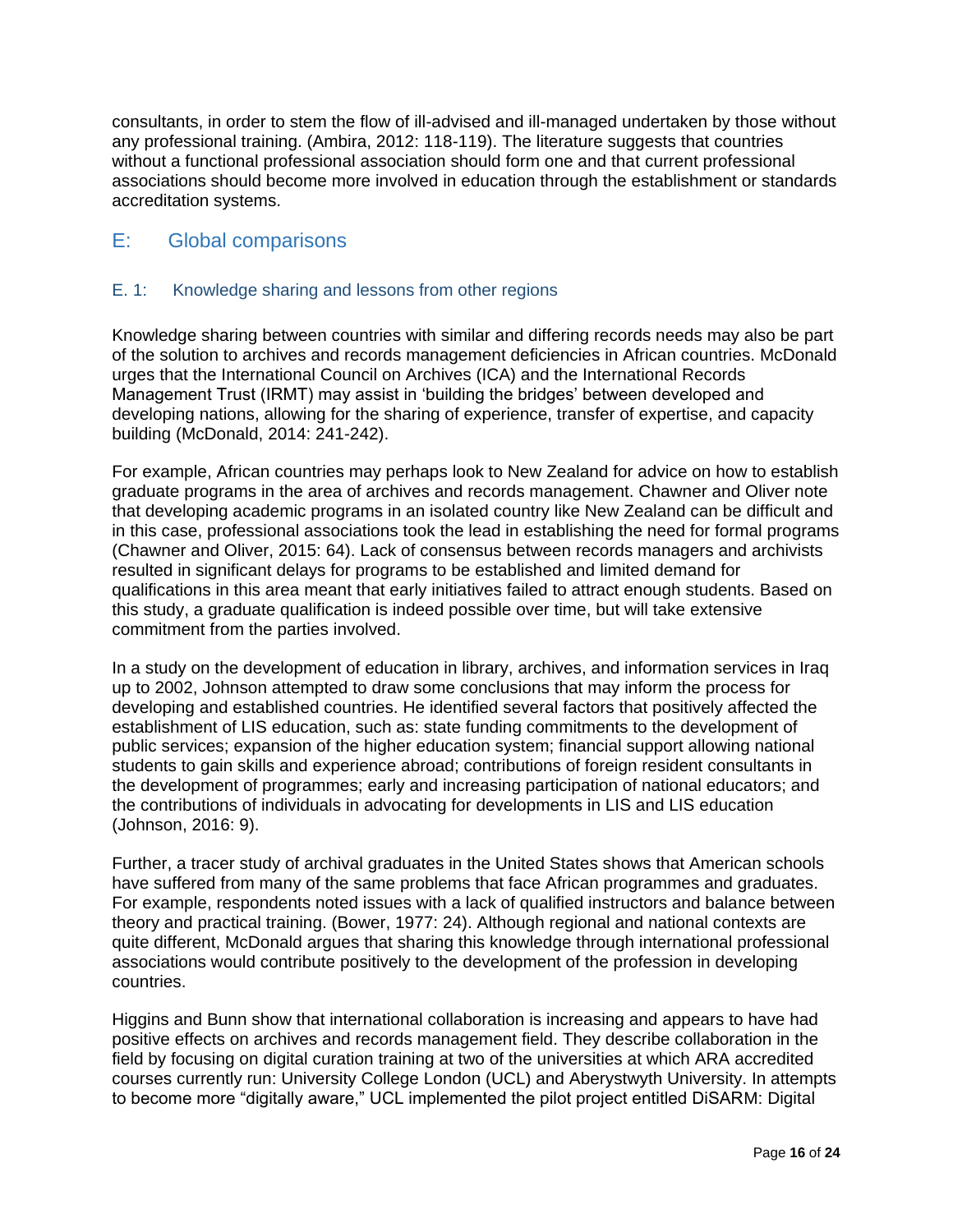consultants, in order to stem the flow of ill-advised and ill-managed undertaken by those without any professional training. (Ambira, 2012: 118-119). The literature suggests that countries without a functional professional association should form one and that current professional associations should become more involved in education through the establishment or standards accreditation systems.

## E: Global comparisons

### E. 1: Knowledge sharing and lessons from other regions

Knowledge sharing between countries with similar and differing records needs may also be part of the solution to archives and records management deficiencies in African countries. McDonald urges that the International Council on Archives (ICA) and the International Records Management Trust (IRMT) may assist in 'building the bridges' between developed and developing nations, allowing for the sharing of experience, transfer of expertise, and capacity building (McDonald, 2014: 241-242).

For example, African countries may perhaps look to New Zealand for advice on how to establish graduate programs in the area of archives and records management. Chawner and Oliver note that developing academic programs in an isolated country like New Zealand can be difficult and in this case, professional associations took the lead in establishing the need for formal programs (Chawner and Oliver, 2015: 64). Lack of consensus between records managers and archivists resulted in significant delays for programs to be established and limited demand for qualifications in this area meant that early initiatives failed to attract enough students. Based on this study, a graduate qualification is indeed possible over time, but will take extensive commitment from the parties involved.

In a study on the development of education in library, archives, and information services in Iraq up to 2002, Johnson attempted to draw some conclusions that may inform the process for developing and established countries. He identified several factors that positively affected the establishment of LIS education, such as: state funding commitments to the development of public services; expansion of the higher education system; financial support allowing national students to gain skills and experience abroad; contributions of foreign resident consultants in the development of programmes; early and increasing participation of national educators; and the contributions of individuals in advocating for developments in LIS and LIS education (Johnson, 2016: 9).

Further, a tracer study of archival graduates in the United States shows that American schools have suffered from many of the same problems that face African programmes and graduates. For example, respondents noted issues with a lack of qualified instructors and balance between theory and practical training. (Bower, 1977: 24). Although regional and national contexts are quite different, McDonald argues that sharing this knowledge through international professional associations would contribute positively to the development of the profession in developing countries.

Higgins and Bunn show that international collaboration is increasing and appears to have had positive effects on archives and records management field. They describe collaboration in the field by focusing on digital curation training at two of the universities at which ARA accredited courses currently run: University College London (UCL) and Aberystwyth University. In attempts to become more "digitally aware," UCL implemented the pilot project entitled DiSARM: Digital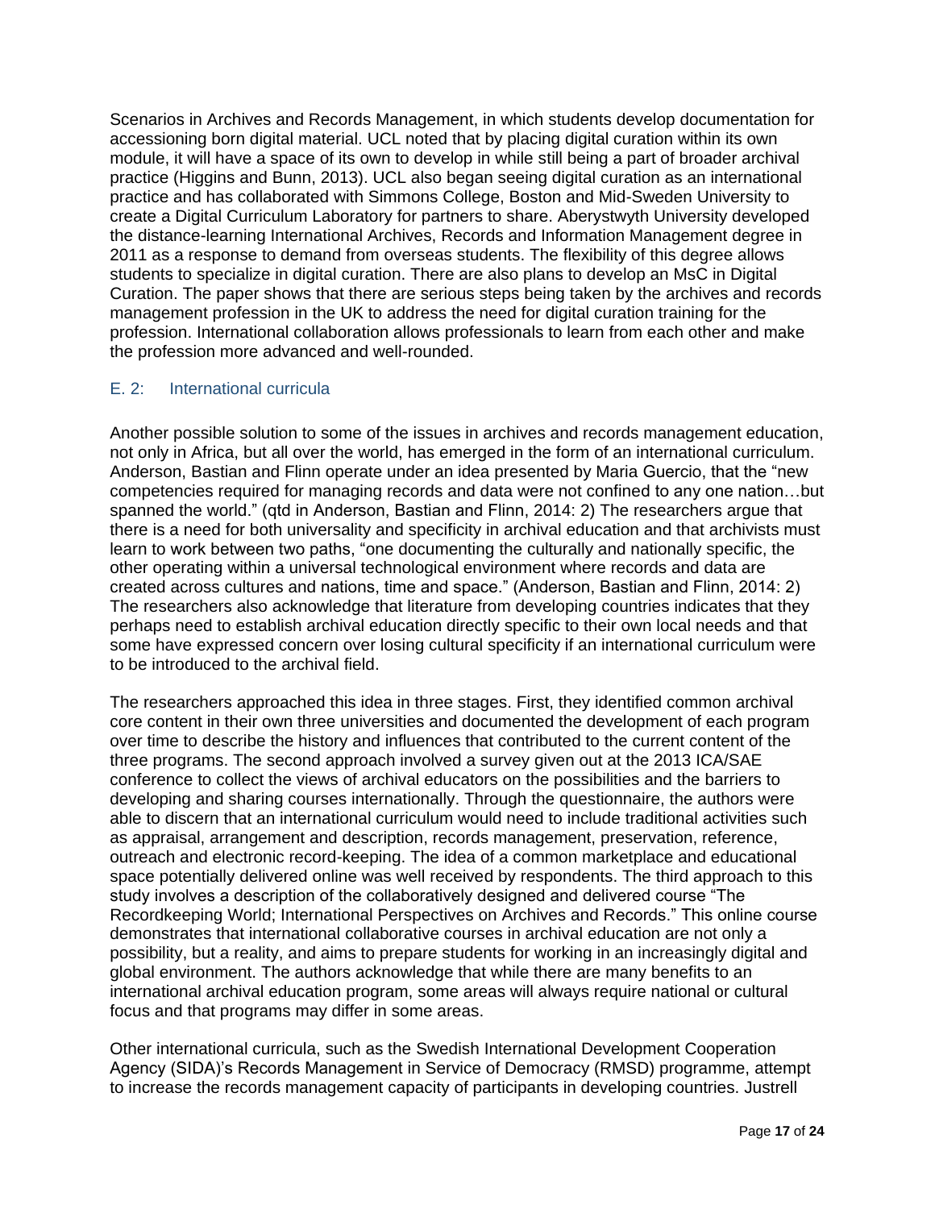Scenarios in Archives and Records Management, in which students develop documentation for accessioning born digital material. UCL noted that by placing digital curation within its own module, it will have a space of its own to develop in while still being a part of broader archival practice (Higgins and Bunn, 2013). UCL also began seeing digital curation as an international practice and has collaborated with Simmons College, Boston and Mid-Sweden University to create a Digital Curriculum Laboratory for partners to share. Aberystwyth University developed the distance-learning International Archives, Records and Information Management degree in 2011 as a response to demand from overseas students. The flexibility of this degree allows students to specialize in digital curation. There are also plans to develop an MsC in Digital Curation. The paper shows that there are serious steps being taken by the archives and records management profession in the UK to address the need for digital curation training for the profession. International collaboration allows professionals to learn from each other and make the profession more advanced and well-rounded.

### E. 2: International curricula

Another possible solution to some of the issues in archives and records management education, not only in Africa, but all over the world, has emerged in the form of an international curriculum. Anderson, Bastian and Flinn operate under an idea presented by Maria Guercio, that the "new competencies required for managing records and data were not confined to any one nation…but spanned the world." (qtd in Anderson, Bastian and Flinn, 2014: 2) The researchers argue that there is a need for both universality and specificity in archival education and that archivists must learn to work between two paths, "one documenting the culturally and nationally specific, the other operating within a universal technological environment where records and data are created across cultures and nations, time and space." (Anderson, Bastian and Flinn, 2014: 2) The researchers also acknowledge that literature from developing countries indicates that they perhaps need to establish archival education directly specific to their own local needs and that some have expressed concern over losing cultural specificity if an international curriculum were to be introduced to the archival field.

The researchers approached this idea in three stages. First, they identified common archival core content in their own three universities and documented the development of each program over time to describe the history and influences that contributed to the current content of the three programs. The second approach involved a survey given out at the 2013 ICA/SAE conference to collect the views of archival educators on the possibilities and the barriers to developing and sharing courses internationally. Through the questionnaire, the authors were able to discern that an international curriculum would need to include traditional activities such as appraisal, arrangement and description, records management, preservation, reference, outreach and electronic record-keeping. The idea of a common marketplace and educational space potentially delivered online was well received by respondents. The third approach to this study involves a description of the collaboratively designed and delivered course "The Recordkeeping World; International Perspectives on Archives and Records." This online course demonstrates that international collaborative courses in archival education are not only a possibility, but a reality, and aims to prepare students for working in an increasingly digital and global environment. The authors acknowledge that while there are many benefits to an international archival education program, some areas will always require national or cultural focus and that programs may differ in some areas.

Other international curricula, such as the Swedish International Development Cooperation Agency (SIDA)'s Records Management in Service of Democracy (RMSD) programme, attempt to increase the records management capacity of participants in developing countries. Justrell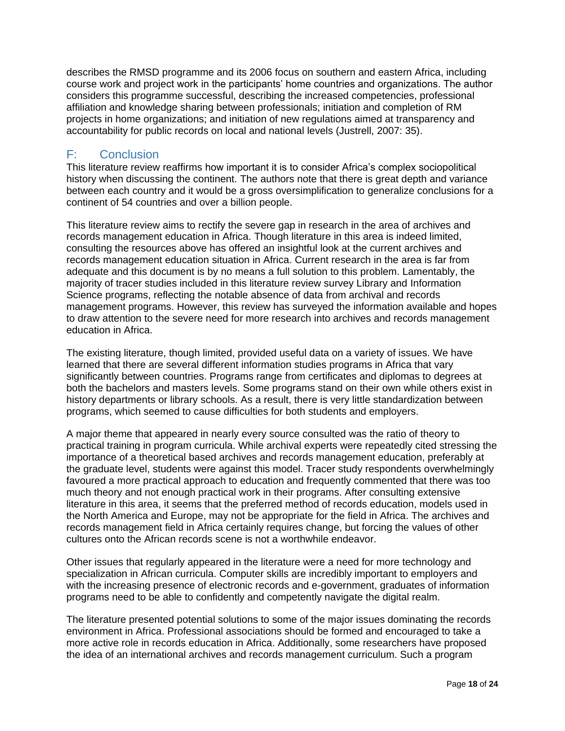describes the RMSD programme and its 2006 focus on southern and eastern Africa, including course work and project work in the participants' home countries and organizations. The author considers this programme successful, describing the increased competencies, professional affiliation and knowledge sharing between professionals; initiation and completion of RM projects in home organizations; and initiation of new regulations aimed at transparency and accountability for public records on local and national levels (Justrell, 2007: 35).

## F: Conclusion

This literature review reaffirms how important it is to consider Africa's complex sociopolitical history when discussing the continent. The authors note that there is great depth and variance between each country and it would be a gross oversimplification to generalize conclusions for a continent of 54 countries and over a billion people.

This literature review aims to rectify the severe gap in research in the area of archives and records management education in Africa. Though literature in this area is indeed limited, consulting the resources above has offered an insightful look at the current archives and records management education situation in Africa. Current research in the area is far from adequate and this document is by no means a full solution to this problem. Lamentably, the majority of tracer studies included in this literature review survey Library and Information Science programs, reflecting the notable absence of data from archival and records management programs. However, this review has surveyed the information available and hopes to draw attention to the severe need for more research into archives and records management education in Africa.

The existing literature, though limited, provided useful data on a variety of issues. We have learned that there are several different information studies programs in Africa that vary significantly between countries. Programs range from certificates and diplomas to degrees at both the bachelors and masters levels. Some programs stand on their own while others exist in history departments or library schools. As a result, there is very little standardization between programs, which seemed to cause difficulties for both students and employers.

A major theme that appeared in nearly every source consulted was the ratio of theory to practical training in program curricula. While archival experts were repeatedly cited stressing the importance of a theoretical based archives and records management education, preferably at the graduate level, students were against this model. Tracer study respondents overwhelmingly favoured a more practical approach to education and frequently commented that there was too much theory and not enough practical work in their programs. After consulting extensive literature in this area, it seems that the preferred method of records education, models used in the North America and Europe, may not be appropriate for the field in Africa. The archives and records management field in Africa certainly requires change, but forcing the values of other cultures onto the African records scene is not a worthwhile endeavor.

Other issues that regularly appeared in the literature were a need for more technology and specialization in African curricula. Computer skills are incredibly important to employers and with the increasing presence of electronic records and e-government, graduates of information programs need to be able to confidently and competently navigate the digital realm.

The literature presented potential solutions to some of the major issues dominating the records environment in Africa. Professional associations should be formed and encouraged to take a more active role in records education in Africa. Additionally, some researchers have proposed the idea of an international archives and records management curriculum. Such a program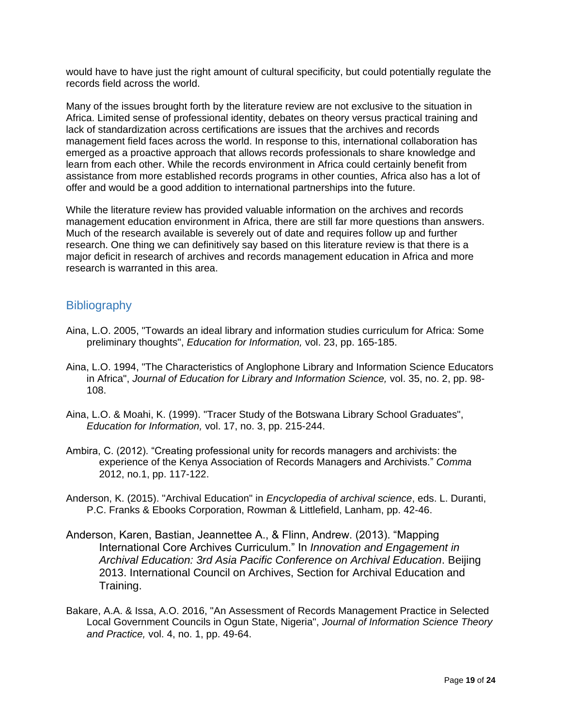would have to have just the right amount of cultural specificity, but could potentially regulate the records field across the world.

Many of the issues brought forth by the literature review are not exclusive to the situation in Africa. Limited sense of professional identity, debates on theory versus practical training and lack of standardization across certifications are issues that the archives and records management field faces across the world. In response to this, international collaboration has emerged as a proactive approach that allows records professionals to share knowledge and learn from each other. While the records environment in Africa could certainly benefit from assistance from more established records programs in other counties, Africa also has a lot of offer and would be a good addition to international partnerships into the future.

While the literature review has provided valuable information on the archives and records management education environment in Africa, there are still far more questions than answers. Much of the research available is severely out of date and requires follow up and further research. One thing we can definitively say based on this literature review is that there is a major deficit in research of archives and records management education in Africa and more research is warranted in this area.

## Bibliography

Aina, L.O. 2005, "Towards an ideal library and information studies curriculum for Africa: Some preliminary thoughts", *Education for Information,* vol. 23, pp. 165-185.

Aina, L.O. 1994, "The Characteristics of Anglophone Library and Information Science Educators in Africa", *Journal of Education for Library and Information Science,* vol. 35, no. 2, pp. 98-108.

Aina, L.O. & Moahi, K. (1999). "Tracer Study of the Botswana Library School Graduates", *Education for Information,* vol. 17, no. 3, pp. 215-244.

Ambira, C. (2012). "Creating professional unity for records managers and archivists: the experience of the Kenya Association of Records Managers and Archivists." *Comma* 2012, no.1, pp. 117-122.

Anderson, K. (2015). "Archival Education" in *Encyclopedia of archival science*, eds. L. Duranti, P.C. Franks & Ebooks Corporation, Rowman & Littlefield, Lanham, pp. 42-46.

Anderson, Karen, Bastian, Jeannettee A., & Flinn, Andrew. (2013). "Mapping International Core Archives Curriculum." In *Innovation and Engagement in Archival Education: 3rd Asia Pacific Conference on Archival Education*. Beijing 2013. International Council on Archives, Section for Archival Education and Training.

Bakare, A.A. & Issa, A.O. 2016, "An Assessment of Records Management Practice in Selected Local Government Councils in Ogun State, Nigeria", *Journal of Information Science Theory and Practice,* vol. 4, no. 1, pp. 49-64.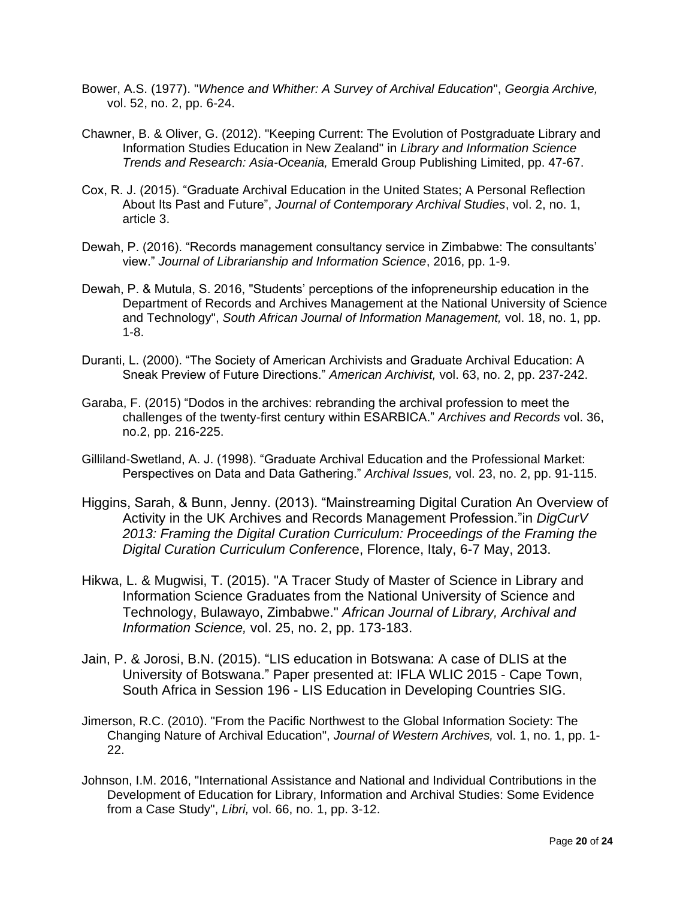Bower, A.S. (1977). "*Whence and Whither: A Survey of Archival Education*", *Georgia Archive,* vol. 52, no. 2, pp. 6-24.

Chawner, B. & Oliver, G. (2012). "Keeping Current: The Evolution of Postgraduate Library and Information Studies Education in New Zealand" in *Library and Information Science Trends and Research: Asia-Oceania,* Emerald Group Publishing Limited, pp. 47-67.

Cox, R. J. (2015). "Graduate Archival Education in the United States; A Personal Reflection About Its Past and Future", *Journal of Contemporary Archival Studies*, vol. 2, no. 1, article 3.

Dewah, P. (2016). "Records management consultancy service in Zimbabwe: The consultants' view." *Journal of Librarianship and Information Science*, 2016, pp. 1-9.

Dewah, P. & Mutula, S. 2016, "Students' perceptions of the infopreneurship education in the Department of Records and Archives Management at the National University of Science and Technology", *South African Journal of Information Management,* vol. 18, no. 1, pp. 1-8.

Duranti, L. (2000). "The Society of American Archivists and Graduate Archival Education: A Sneak Preview of Future Directions." *American Archivist,* vol. 63, no. 2, pp. 237-242.

Garaba, F. (2015) "Dodos in the archives: rebranding the archival profession to meet the challenges of the twenty-first century within ESARBICA." *Archives and Records* vol. 36, no.2, pp. 216-225.

Gilliland-Swetland, A. J. (1998). "Graduate Archival Education and the Professional Market: Perspectives on Data and Data Gathering." *Archival Issues,* vol. 23, no. 2, pp. 91-115.

Higgins, Sarah, & Bunn, Jenny. (2013). "Mainstreaming Digital Curation An Overview of Activity in the UK Archives and Records Management Profession."in *DigCurV 2013: Framing the Digital Curation Curriculum: Proceedings of the Framing the Digital Curation Curriculum Conferenc*e, Florence, Italy, 6-7 May, 2013.

Hikwa, L. & Mugwisi, T. (2015). "A Tracer Study of Master of Science in Library and Information Science Graduates from the National University of Science and Technology, Bulawayo, Zimbabwe." *African Journal of Library, Archival and Information Science,* vol. 25, no. 2, pp. 173-183.

Jain, P. & Jorosi, B.N. (2015). "LIS education in Botswana: A case of DLIS at the University of Botswana." Paper presented at: IFLA WLIC 2015 - Cape Town, South Africa in Session 196 - LIS Education in Developing Countries SIG.

Jimerson, R.C. (2010). "From the Pacific Northwest to the Global Information Society: The Changing Nature of Archival Education", *Journal of Western Archives,* vol. 1, no. 1, pp. 1-22.

Johnson, I.M. 2016, "International Assistance and National and Individual Contributions in the Development of Education for Library, Information and Archival Studies: Some Evidence from a Case Study", *Libri,* vol. 66, no. 1, pp. 3-12.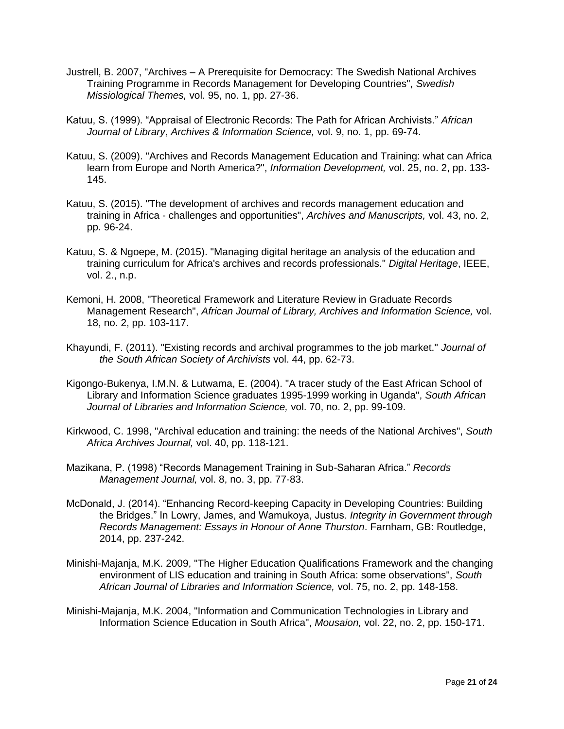Justrell, B. 2007, "Archives – A Prerequisite for Democracy: The Swedish National Archives Training Programme in Records Management for Developing Countries", *Swedish Missiological Themes,* vol. 95, no. 1, pp. 27-36.

Katuu, S. (1999). "Appraisal of Electronic Records: The Path for African Archivists." *African Journal of Library*, *Archives & Information Science,* vol. 9, no. 1, pp. 69-74.

Katuu, S. (2009). "Archives and Records Management Education and Training: what can Africa learn from Europe and North America?", *Information Development,* vol. 25, no. 2, pp. 133-145.

Katuu, S. (2015). "The development of archives and records management education and training in Africa - challenges and opportunities", *Archives and Manuscripts,* vol. 43, no. 2, pp. 96-24.

Katuu, S. & Ngoepe, M. (2015). "Managing digital heritage an analysis of the education and training curriculum for Africa's archives and records professionals." *Digital Heritage*, IEEE, vol. 2., n.p.

Kemoni, H. 2008, "Theoretical Framework and Literature Review in Graduate Records Management Research", *African Journal of Library, Archives and Information Science,* vol. 18, no. 2, pp. 103-117.

Khayundi, F. (2011). "Existing records and archival programmes to the job market." *Journal of the South African Society of Archivists* vol. 44, pp. 62-73.

Kigongo-Bukenya, I.M.N. & Lutwama, E. (2004). "A tracer study of the East African School of Library and Information Science graduates 1995-1999 working in Uganda", *South African Journal of Libraries and Information Science,* vol. 70, no. 2, pp. 99-109.

Kirkwood, C. 1998, "Archival education and training: the needs of the National Archives", *South Africa Archives Journal,* vol. 40, pp. 118-121.

Mazikana, P. (1998) "Records Management Training in Sub-Saharan Africa." *Records Management Journal,* vol. 8, no. 3, pp. 77-83.

McDonald, J. (2014). "Enhancing Record-keeping Capacity in Developing Countries: Building the Bridges." In Lowry, James, and Wamukoya, Justus. *Integrity in Government through Records Management: Essays in Honour of Anne Thurston*. Farnham, GB: Routledge, 2014, pp. 237-242.

Minishi-Majanja, M.K. 2009, "The Higher Education Qualifications Framework and the changing environment of LIS education and training in South Africa: some observations", *South African Journal of Libraries and Information Science,* vol. 75, no. 2, pp. 148-158.

Minishi-Majanja, M.K. 2004, "Information and Communication Technologies in Library and Information Science Education in South Africa", *Mousaion,* vol. 22, no. 2, pp. 150-171.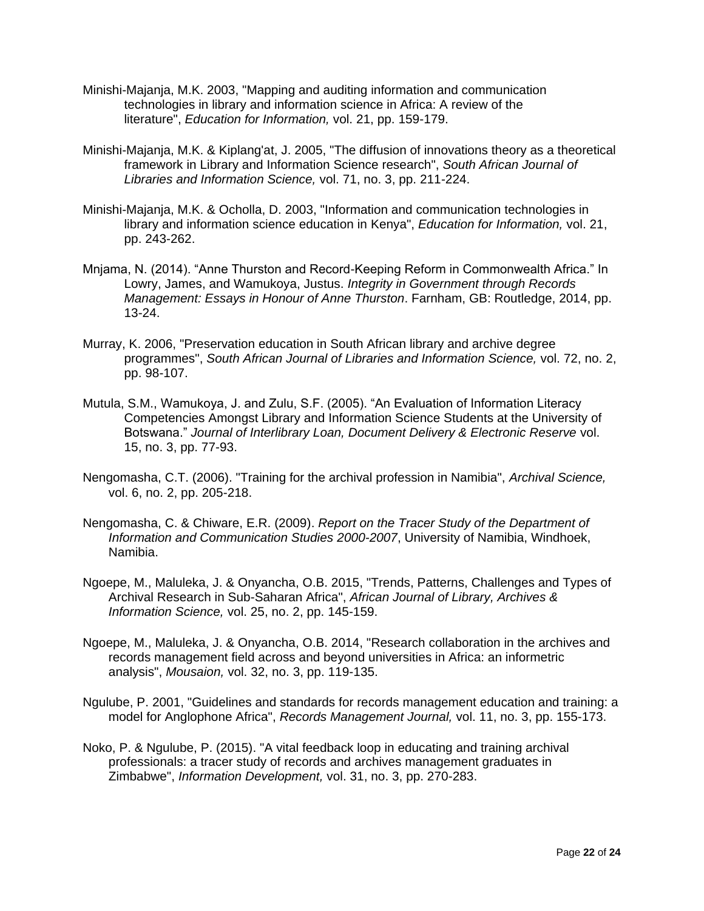Minishi-Majanja, M.K. 2003, "Mapping and auditing information and communication technologies in library and information science in Africa: A review of the literature", *Education for Information,* vol. 21, pp. 159-179.

Minishi-Majanja, M.K. & Kiplang'at, J. 2005, "The diffusion of innovations theory as a theoretical framework in Library and Information Science research", *South African Journal of Libraries and Information Science,* vol. 71, no. 3, pp. 211-224.

Minishi-Majanja, M.K. & Ocholla, D. 2003, "Information and communication technologies in library and information science education in Kenya", *Education for Information,* vol. 21, pp. 243-262.

Mnjama, N. (2014). "Anne Thurston and Record-Keeping Reform in Commonwealth Africa." In Lowry, James, and Wamukoya, Justus. *Integrity in Government through Records Management: Essays in Honour of Anne Thurston*. Farnham, GB: Routledge, 2014, pp. 13-24.

Murray, K. 2006, "Preservation education in South African library and archive degree programmes", *South African Journal of Libraries and Information Science,* vol. 72, no. 2, pp. 98-107.

Mutula, S.M., Wamukoya, J. and Zulu, S.F. (2005). "An Evaluation of Information Literacy Competencies Amongst Library and Information Science Students at the University of Botswana." *Journal of Interlibrary Loan, Document Delivery & Electronic Reserve* vol. 15, no. 3, pp. 77-93.

Nengomasha, C.T. (2006). "Training for the archival profession in Namibia", *Archival Science,* vol. 6, no. 2, pp. 205-218.

Nengomasha, C. & Chiware, E.R. (2009). *Report on the Tracer Study of the Department of Information and Communication Studies 2000-2007*, University of Namibia, Windhoek, Namibia.

Ngoepe, M., Maluleka, J. & Onyancha, O.B. 2015, "Trends, Patterns, Challenges and Types of Archival Research in Sub-Saharan Africa", *African Journal of Library, Archives & Information Science,* vol. 25, no. 2, pp. 145-159.

Ngoepe, M., Maluleka, J. & Onyancha, O.B. 2014, "Research collaboration in the archives and records management field across and beyond universities in Africa: an informetric analysis", *Mousaion,* vol. 32, no. 3, pp. 119-135.

Ngulube, P. 2001, "Guidelines and standards for records management education and training: a model for Anglophone Africa", *Records Management Journal,* vol. 11, no. 3, pp. 155-173.

Noko, P. & Ngulube, P. (2015). "A vital feedback loop in educating and training archival professionals: a tracer study of records and archives management graduates in Zimbabwe", *Information Development,* vol. 31, no. 3, pp. 270-283.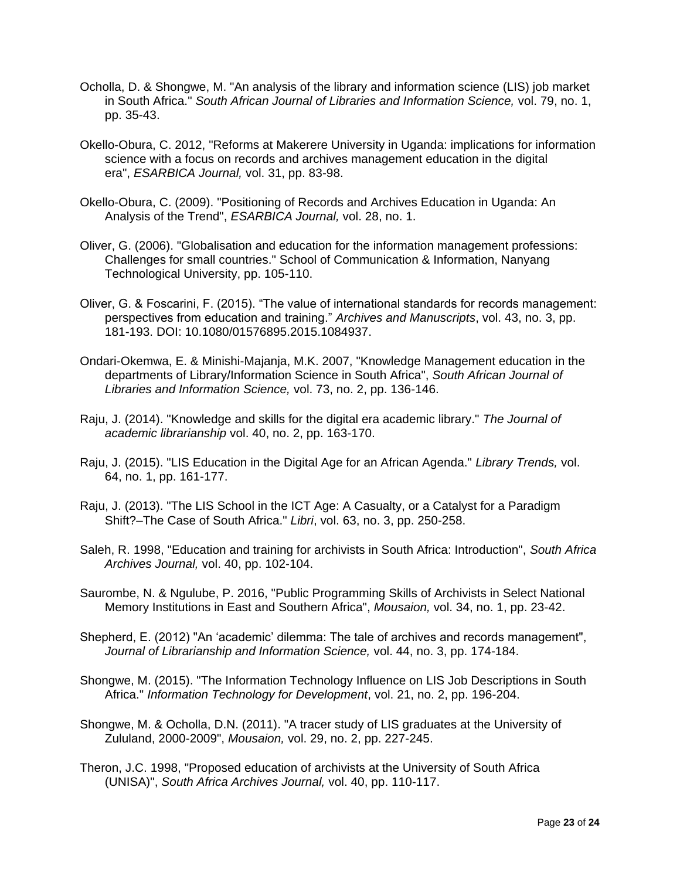Ocholla, D. & Shongwe, M. "An analysis of the library and information science (LIS) job market in South Africa." *South African Journal of Libraries and Information Science,* vol. 79, no. 1, pp. 35-43.

Okello-Obura, C. 2012, "Reforms at Makerere University in Uganda: implications for information science with a focus on records and archives management education in the digital era", *ESARBICA Journal,* vol. 31, pp. 83-98.

Okello-Obura, C. (2009). "Positioning of Records and Archives Education in Uganda: An Analysis of the Trend", *ESARBICA Journal,* vol. 28, no. 1.

Oliver, G. (2006). "Globalisation and education for the information management professions: Challenges for small countries." School of Communication & Information, Nanyang Technological University, pp. 105-110.

Oliver, G. & Foscarini, F. (2015). "The value of international standards for records management: perspectives from education and training." *Archives and Manuscripts*, vol. 43, no. 3, pp. 181-193. DOI: 10.1080/01576895.2015.1084937.

Ondari-Okemwa, E. & Minishi-Majanja, M.K. 2007, "Knowledge Management education in the departments of Library/Information Science in South Africa", *South African Journal of Libraries and Information Science,* vol. 73, no. 2, pp. 136-146.

Raju, J. (2014). "Knowledge and skills for the digital era academic library." *The Journal of academic librarianship* vol. 40, no. 2, pp. 163-170.

Raju, J. (2015). "LIS Education in the Digital Age for an African Agenda." *Library Trends,* vol. 64, no. 1, pp. 161-177.

Raju, J. (2013). "The LIS School in the ICT Age: A Casualty, or a Catalyst for a Paradigm Shift?–The Case of South Africa." *Libri*, vol. 63, no. 3, pp. 250-258.

Saleh, R. 1998, "Education and training for archivists in South Africa: Introduction", *South Africa Archives Journal,* vol. 40, pp. 102-104.

Saurombe, N. & Ngulube, P. 2016, "Public Programming Skills of Archivists in Select National Memory Institutions in East and Southern Africa", *Mousaion,* vol. 34, no. 1, pp. 23-42.

Shepherd, E. (2012) "An 'academic' dilemma: The tale of archives and records management", *Journal of Librarianship and Information Science,* vol. 44, no. 3, pp. 174-184.

Shongwe, M. (2015). "The Information Technology Influence on LIS Job Descriptions in South Africa." *Information Technology for Development*, vol. 21, no. 2, pp. 196-204.

Shongwe, M. & Ocholla, D.N. (2011). "A tracer study of LIS graduates at the University of Zululand, 2000-2009", *Mousaion,* vol. 29, no. 2, pp. 227-245.

Theron, J.C. 1998, "Proposed education of archivists at the University of South Africa (UNISA)", *South Africa Archives Journal,* vol. 40, pp. 110-117.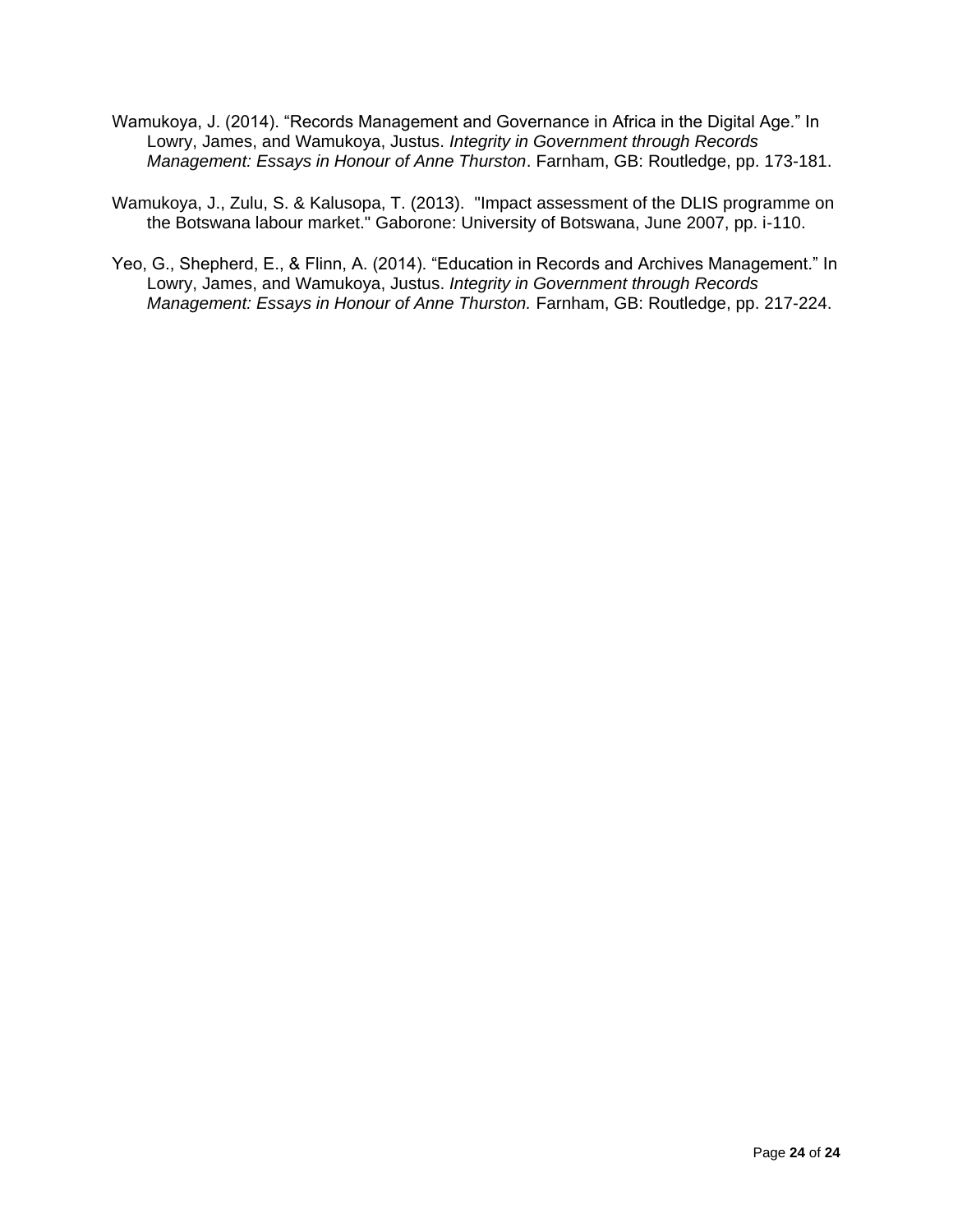Wamukoya, J. (2014). “Records Management and Governance in Africa in the Digital Age.” In Lowry, James, and Wamukoya, Justus. *Integrity in Government through Records Management: Essays in Honour of Anne Thurston*. Farnham, GB: Routledge, pp. 173-181.

Wamukoya, J., Zulu, S. & Kalusopa, T. (2013). "Impact assessment of the DLIS programme on the Botswana labour market." Gaborone: University of Botswana, June 2007, pp. i-110.

Yeo, G., Shepherd, E., & Flinn, A. (2014). “Education in Records and Archives Management.” In Lowry, James, and Wamukoya, Justus. *Integrity in Government through Records Management: Essays in Honour of Anne Thurston.* Farnham, GB: Routledge, pp. 217-224.